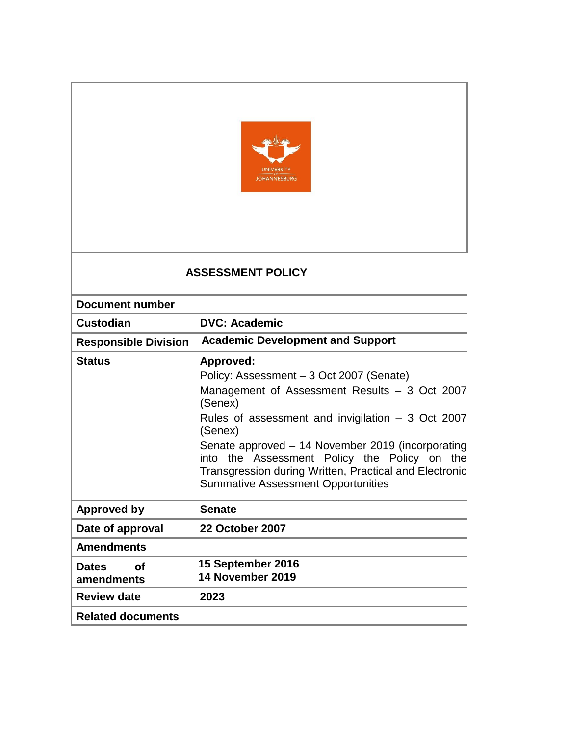# ASSESSMENT POLICY

| Document number | |
|---|---|
| **Custodian** | **DVC: Academic** |
| **Responsible Division** | **Academic Development and Support** |
| **Status** | **Approved:**<br>Policy: Assessment – 3 Oct 2007 (Senate)<br>Management of Assessment Results – 3 Oct 2007 (Senex)<br>Rules of assessment and invigilation – 3 Oct 2007 (Senex)<br>Senate approved – 14 November 2019 (incorporating into the Assessment Policy the Policy on the Transgression during Written, Practical and Electronic Summative Assessment Opportunities |
| **Approved by** | **Senate** |
| **Date of approval** | **22 October 2007** |
| **Amendments** | |
| **Dates of amendments** | **15 September 2016**<br>**14 November 2019** |
| **Review date** | **2023** |
| **Related documents** | |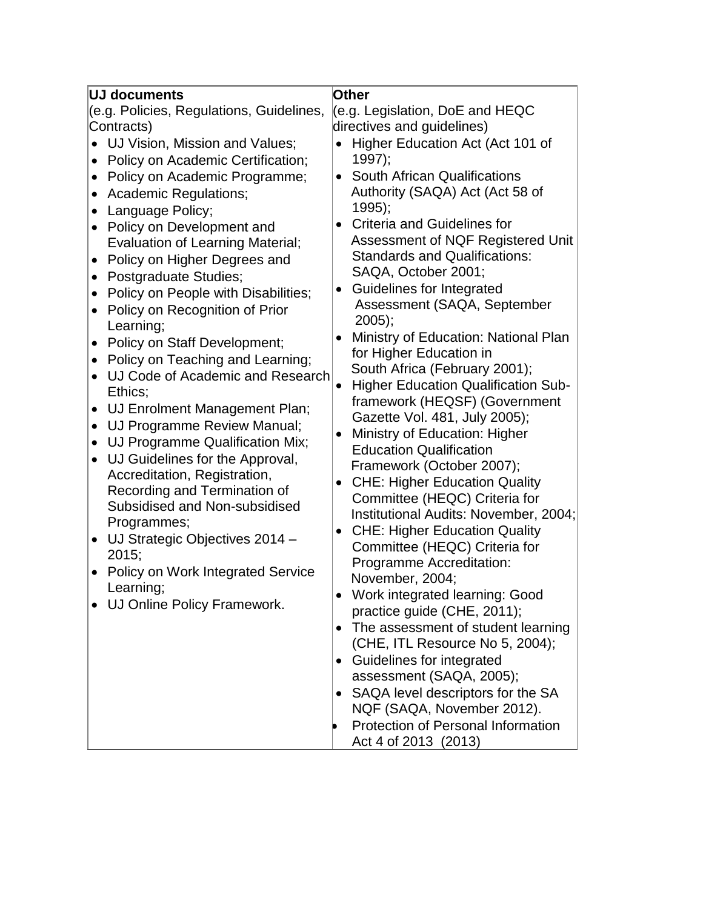| **UJ documents**<br>(e.g. Policies, Regulations, Guidelines, Contracts) | **Other**<br>(e.g. Legislation, DoE and HEQC directives and guidelines) |
|---|---|
| • UJ Vision, Mission and Values;<br>• Policy on Academic Certification;<br>• Policy on Academic Programme;<br>• Academic Regulations;<br>• Language Policy;<br>• Policy on Development and Evaluation of Learning Material;<br>• Policy on Higher Degrees and<br>• Postgraduate Studies;<br>• Policy on People with Disabilities;<br>• Policy on Recognition of Prior Learning;<br>• Policy on Staff Development;<br>• Policy on Teaching and Learning;<br>• UJ Code of Academic and Research Ethics;<br>• UJ Enrolment Management Plan;<br>• UJ Programme Review Manual;<br>• UJ Programme Qualification Mix;<br>• UJ Guidelines for the Approval, Accreditation, Registration, Recording and Termination of Subsidised and Non-subsidised Programmes;<br>• UJ Strategic Objectives 2014 – 2015;<br>• Policy on Work Integrated Service Learning;<br>• UJ Online Policy Framework. | • Higher Education Act (Act 101 of 1997);<br>• South African Qualifications Authority (SAQA) Act (Act 58 of 1995);<br>• Criteria and Guidelines for Assessment of NQF Registered Unit Standards and Qualifications: SAQA, October 2001;<br>• Guidelines for Integrated Assessment (SAQA, September 2005);<br>• Ministry of Education: National Plan for Higher Education in South Africa (February 2001);<br>• Higher Education Qualification Sub-framework (HEQSF) (Government Gazette Vol. 481, July 2005);<br>• Ministry of Education: Higher Education Qualification Framework (October 2007);<br>• CHE: Higher Education Quality Committee (HEQC) Criteria for Institutional Audits: November, 2004;<br>• CHE: Higher Education Quality Committee (HEQC) Criteria for Programme Accreditation: November, 2004;<br>• Work integrated learning: Good practice guide (CHE, 2011);<br>• The assessment of student learning (CHE, ITL Resource No 5, 2004);<br>• Guidelines for integrated assessment (SAQA, 2005);<br>• SAQA level descriptors for the SA NQF (SAQA, November 2012).<br>• Protection of Personal Information Act 4 of 2013 (2013) |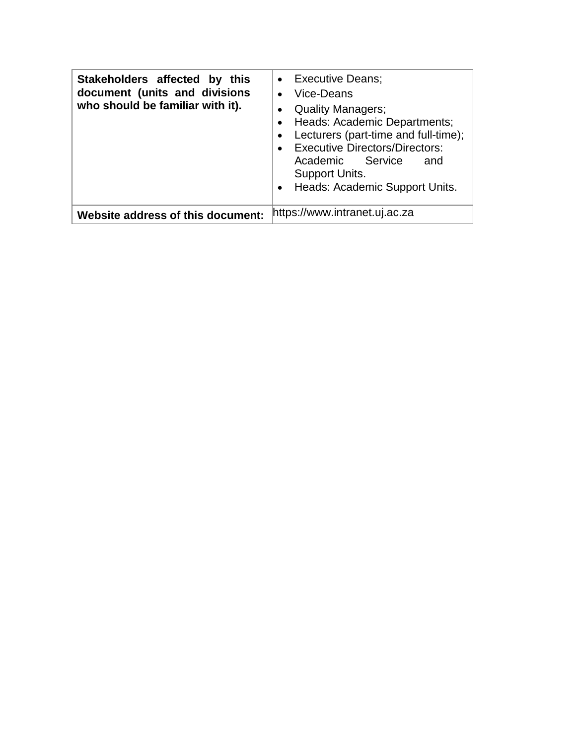| **Stakeholders affected by this document (units and divisions who should be familiar with it).** | • Executive Deans;<br>• Vice-Deans<br>• Quality Managers;<br>• Heads: Academic Departments;<br>• Lecturers (part-time and full-time);<br>• Executive Directors/Directors: Academic Service and Support Units.<br>• Heads: Academic Support Units. |
|---|---|
| **Website address of this document:** | https://www.intranet.uj.ac.za |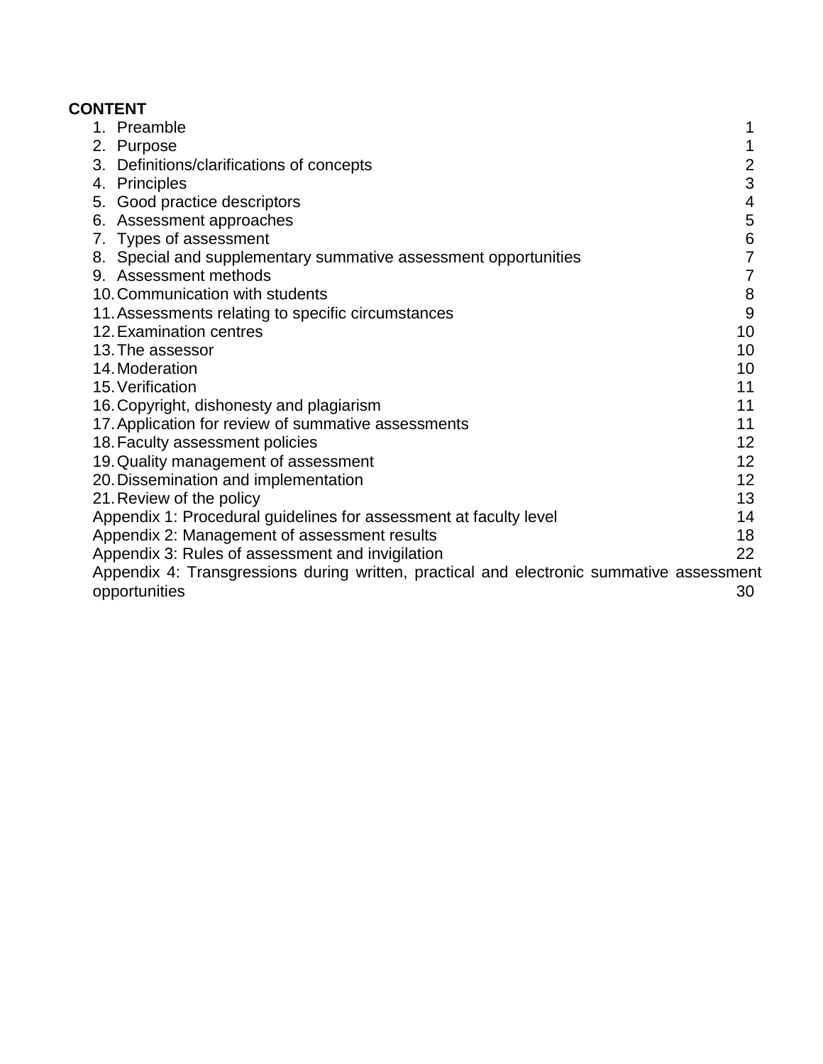**CONTENT**

| | |
|---|---|
| 1. Preamble | 1 |
| 2. Purpose | 1 |
| 3. Definitions/clarifications of concepts | 2 |
| 4. Principles | 3 |
| 5. Good practice descriptors | 4 |
| 6. Assessment approaches | 5 |
| 7. Types of assessment | 6 |
| 8. Special and supplementary summative assessment opportunities | 7 |
| 9. Assessment methods | 7 |
| 10. Communication with students | 8 |
| 11. Assessments relating to specific circumstances | 9 |
| 12. Examination centres | 10 |
| 13. The assessor | 10 |
| 14. Moderation | 10 |
| 15. Verification | 11 |
| 16. Copyright, dishonesty and plagiarism | 11 |
| 17. Application for review of summative assessments | 11 |
| 18. Faculty assessment policies | 12 |
| 19. Quality management of assessment | 12 |
| 20. Dissemination and implementation | 12 |
| 21. Review of the policy | 13 |
| Appendix 1: Procedural guidelines for assessment at faculty level | 14 |
| Appendix 2: Management of assessment results | 18 |
| Appendix 3: Rules of assessment and invigilation | 22 |
| Appendix 4: Transgressions during written, practical and electronic summative assessment opportunities | 30 |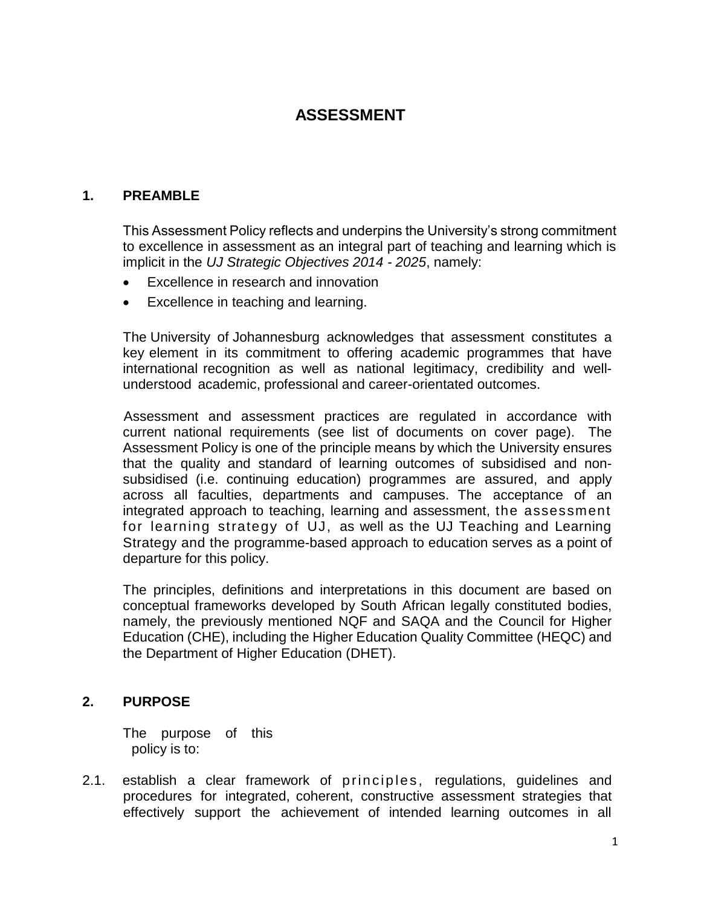# ASSESSMENT

## 1. PREAMBLE

This Assessment Policy reflects and underpins the University's strong commitment to excellence in assessment as an integral part of teaching and learning which is implicit in the *UJ Strategic Objectives 2014 - 2025*, namely:

- Excellence in research and innovation
- Excellence in teaching and learning.

The University of Johannesburg acknowledges that assessment constitutes a key element in its commitment to offering academic programmes that have international recognition as well as national legitimacy, credibility and well-understood academic, professional and career-orientated outcomes.

Assessment and assessment practices are regulated in accordance with current national requirements (see list of documents on cover page). The Assessment Policy is one of the principle means by which the University ensures that the quality and standard of learning outcomes of subsidised and non-subsidised (i.e. continuing education) programmes are assured, and apply across all faculties, departments and campuses. The acceptance of an integrated approach to teaching, learning and assessment, the assessment for learning strategy of UJ, as well as the UJ Teaching and Learning Strategy and the programme-based approach to education serves as a point of departure for this policy.

The principles, definitions and interpretations in this document are based on conceptual frameworks developed by South African legally constituted bodies, namely, the previously mentioned NQF and SAQA and the Council for Higher Education (CHE), including the Higher Education Quality Committee (HEQC) and the Department of Higher Education (DHET).

## 2. PURPOSE

The purpose of this policy is to:

2.1. establish a clear framework of principles, regulations, guidelines and procedures for integrated, coherent, constructive assessment strategies that effectively support the achievement of intended learning outcomes in all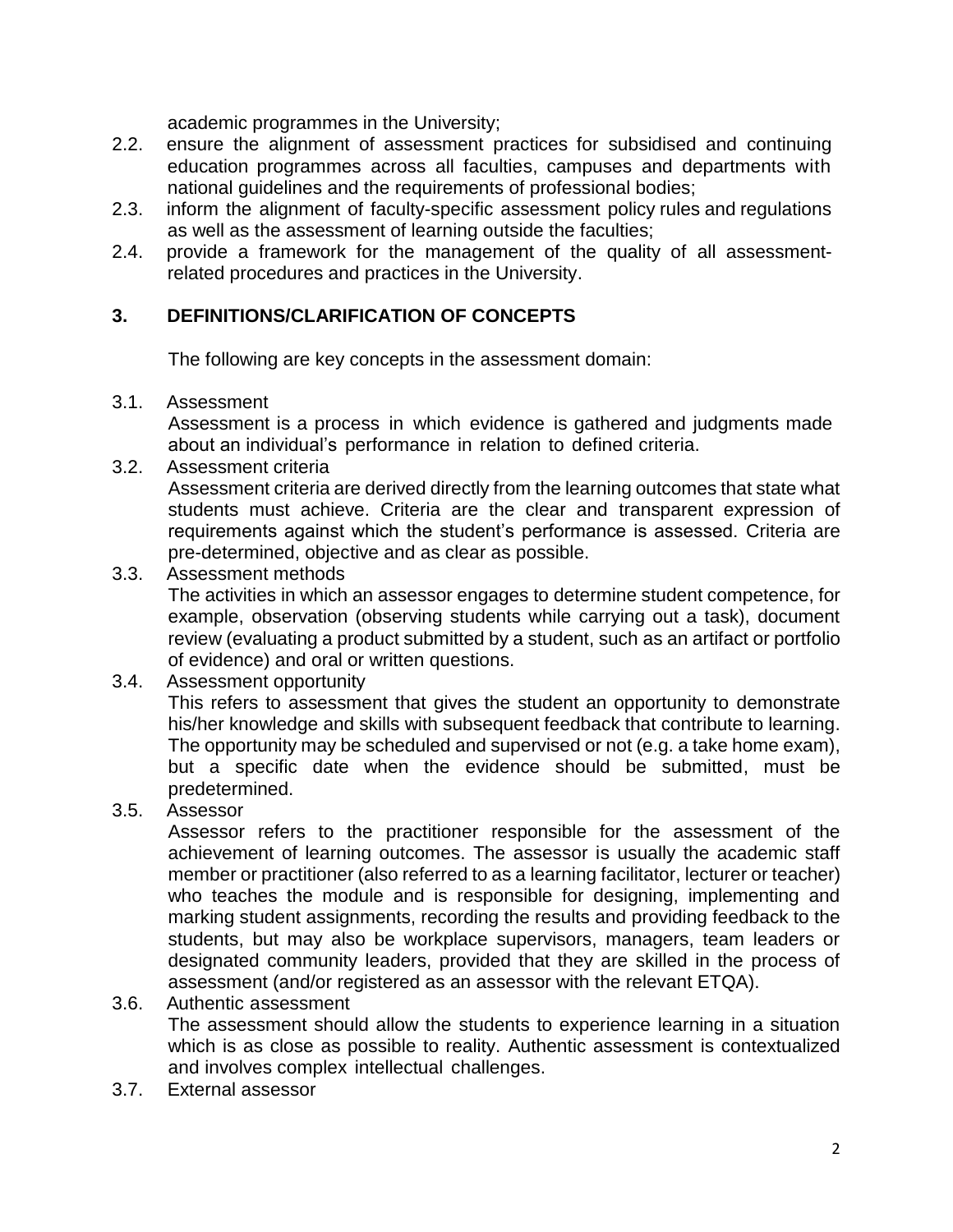academic programmes in the University;

2.2. ensure the alignment of assessment practices for subsidised and continuing education programmes across all faculties, campuses and departments with national guidelines and the requirements of professional bodies;

2.3. inform the alignment of faculty-specific assessment policy rules and regulations as well as the assessment of learning outside the faculties;

2.4. provide a framework for the management of the quality of all assessment-related procedures and practices in the University.

## 3. DEFINITIONS/CLARIFICATION OF CONCEPTS

The following are key concepts in the assessment domain:

3.1. Assessment

Assessment is a process in which evidence is gathered and judgments made about an individual's performance in relation to defined criteria.

3.2. Assessment criteria

Assessment criteria are derived directly from the learning outcomes that state what students must achieve. Criteria are the clear and transparent expression of requirements against which the student's performance is assessed. Criteria are pre-determined, objective and as clear as possible.

3.3. Assessment methods

The activities in which an assessor engages to determine student competence, for example, observation (observing students while carrying out a task), document review (evaluating a product submitted by a student, such as an artifact or portfolio of evidence) and oral or written questions.

3.4. Assessment opportunity

This refers to assessment that gives the student an opportunity to demonstrate his/her knowledge and skills with subsequent feedback that contribute to learning. The opportunity may be scheduled and supervised or not (e.g. a take home exam), but a specific date when the evidence should be submitted, must be predetermined.

3.5. Assessor

Assessor refers to the practitioner responsible for the assessment of the achievement of learning outcomes. The assessor is usually the academic staff member or practitioner (also referred to as a learning facilitator, lecturer or teacher) who teaches the module and is responsible for designing, implementing and marking student assignments, recording the results and providing feedback to the students, but may also be workplace supervisors, managers, team leaders or designated community leaders, provided that they are skilled in the process of assessment (and/or registered as an assessor with the relevant ETQA).

3.6. Authentic assessment

The assessment should allow the students to experience learning in a situation which is as close as possible to reality. Authentic assessment is contextualized and involves complex intellectual challenges.

3.7. External assessor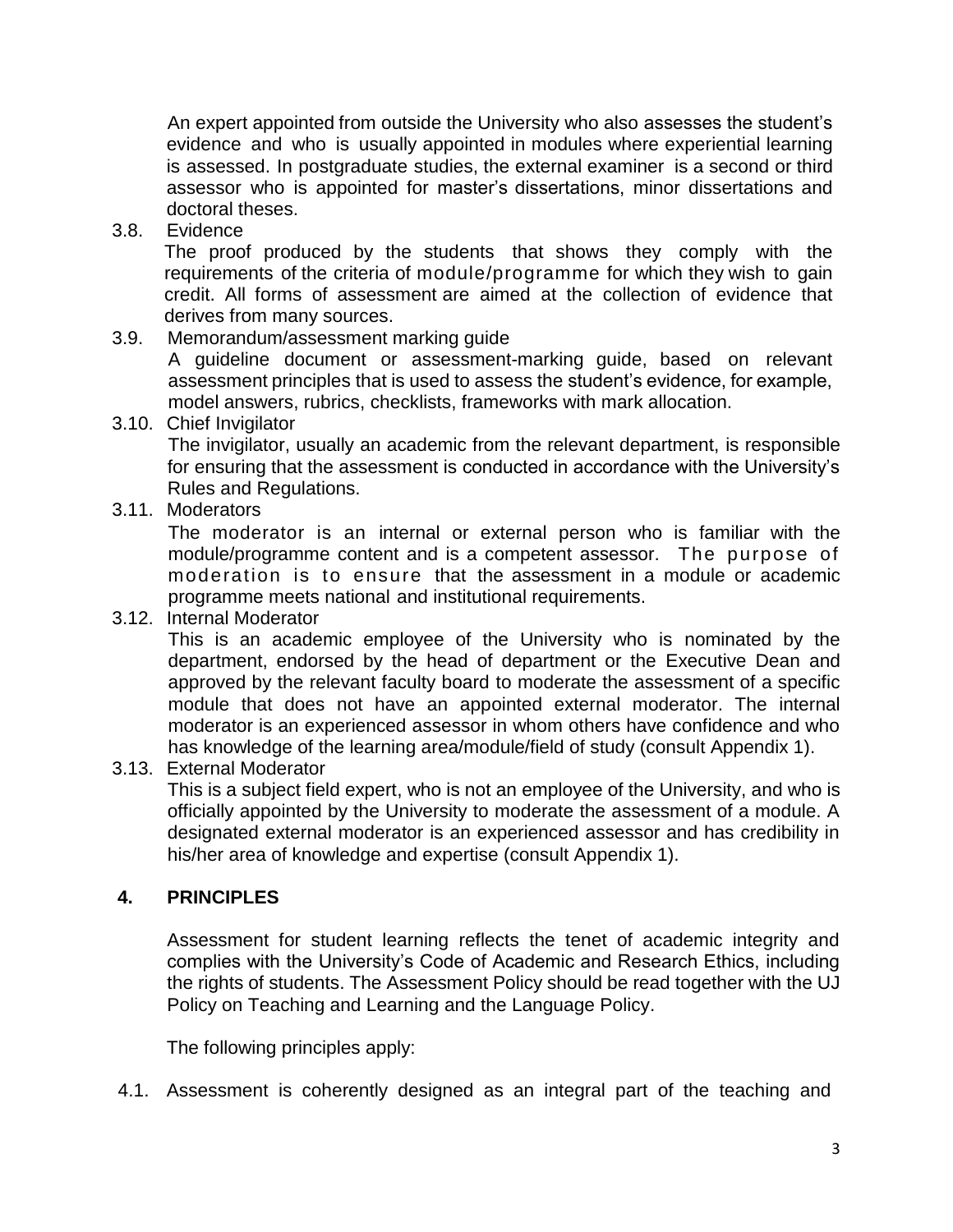An expert appointed from outside the University who also assesses the student's evidence and who is usually appointed in modules where experiential learning is assessed. In postgraduate studies, the external examiner is a second or third assessor who is appointed for master's dissertations, minor dissertations and doctoral theses.

3.8. Evidence

The proof produced by the students that shows they comply with the requirements of the criteria of module/programme for which they wish to gain credit. All forms of assessment are aimed at the collection of evidence that derives from many sources.

3.9. Memorandum/assessment marking guide

A guideline document or assessment-marking guide, based on relevant assessment principles that is used to assess the student's evidence, for example, model answers, rubrics, checklists, frameworks with mark allocation.

3.10. Chief Invigilator

The invigilator, usually an academic from the relevant department, is responsible for ensuring that the assessment is conducted in accordance with the University's Rules and Regulations.

3.11. Moderators

The moderator is an internal or external person who is familiar with the module/programme content and is a competent assessor. The purpose of moderation is to ensure that the assessment in a module or academic programme meets national and institutional requirements.

3.12. Internal Moderator

This is an academic employee of the University who is nominated by the department, endorsed by the head of department or the Executive Dean and approved by the relevant faculty board to moderate the assessment of a specific module that does not have an appointed external moderator. The internal moderator is an experienced assessor in whom others have confidence and who has knowledge of the learning area/module/field of study (consult Appendix 1).

3.13. External Moderator

This is a subject field expert, who is not an employee of the University, and who is officially appointed by the University to moderate the assessment of a module. A designated external moderator is an experienced assessor and has credibility in his/her area of knowledge and expertise (consult Appendix 1).

## 4. PRINCIPLES

Assessment for student learning reflects the tenet of academic integrity and complies with the University's Code of Academic and Research Ethics, including the rights of students. The Assessment Policy should be read together with the UJ Policy on Teaching and Learning and the Language Policy.

The following principles apply:

4.1. Assessment is coherently designed as an integral part of the teaching and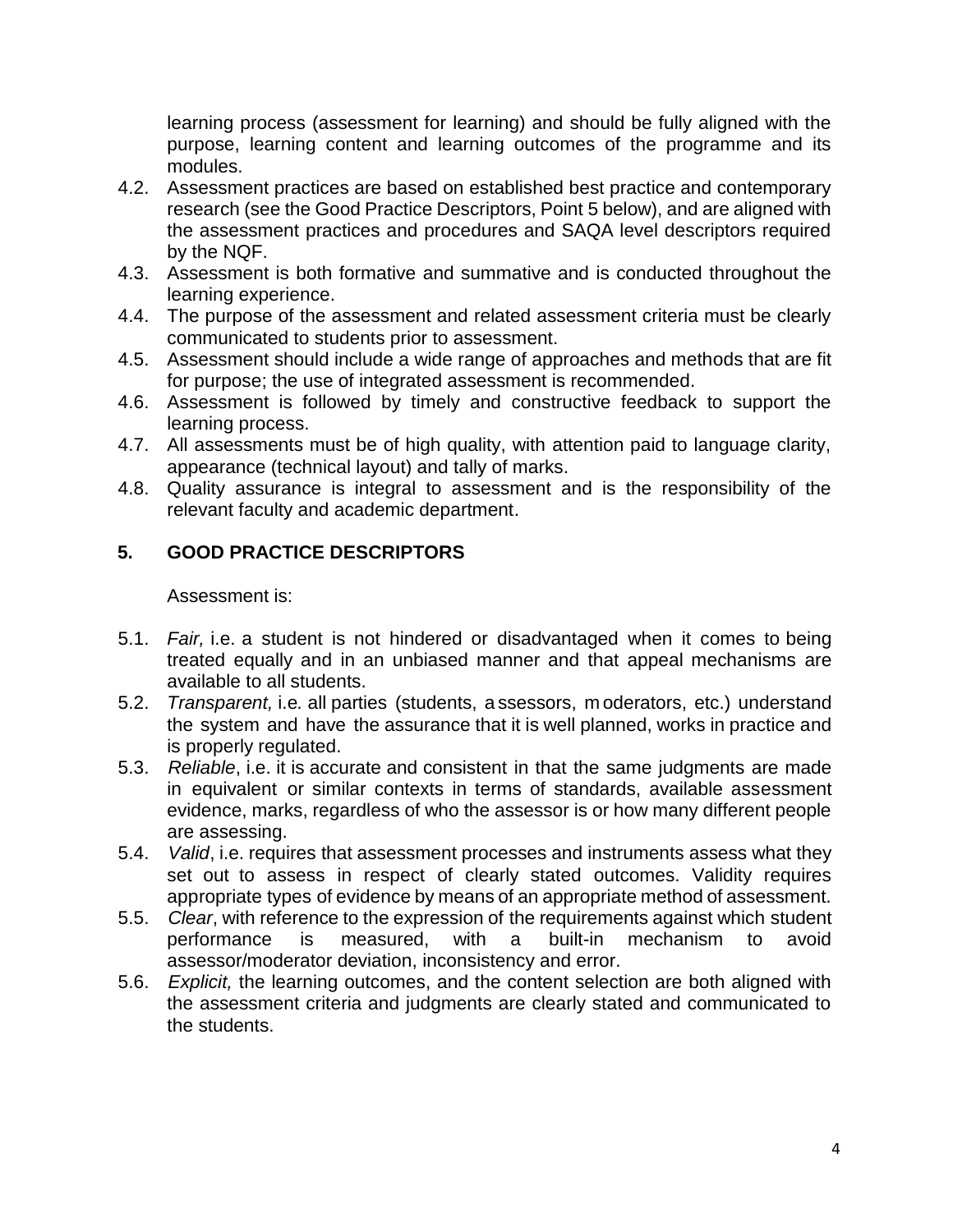learning process (assessment for learning) and should be fully aligned with the purpose, learning content and learning outcomes of the programme and its modules.

4.2. Assessment practices are based on established best practice and contemporary research (see the Good Practice Descriptors, Point 5 below), and are aligned with the assessment practices and procedures and SAQA level descriptors required by the NQF.

4.3. Assessment is both formative and summative and is conducted throughout the learning experience.

4.4. The purpose of the assessment and related assessment criteria must be clearly communicated to students prior to assessment.

4.5. Assessment should include a wide range of approaches and methods that are fit for purpose; the use of integrated assessment is recommended.

4.6. Assessment is followed by timely and constructive feedback to support the learning process.

4.7. All assessments must be of high quality, with attention paid to language clarity, appearance (technical layout) and tally of marks.

4.8. Quality assurance is integral to assessment and is the responsibility of the relevant faculty and academic department.

## 5. GOOD PRACTICE DESCRIPTORS

Assessment is:

5.1. *Fair,* i.e. a student is not hindered or disadvantaged when it comes to being treated equally and in an unbiased manner and that appeal mechanisms are available to all students.

5.2. *Transparent,* i.e. all parties (students, assessors, moderators, etc.) understand the system and have the assurance that it is well planned, works in practice and is properly regulated.

5.3. *Reliable*, i.e. it is accurate and consistent in that the same judgments are made in equivalent or similar contexts in terms of standards, available assessment evidence, marks, regardless of who the assessor is or how many different people are assessing.

5.4. *Valid*, i.e. requires that assessment processes and instruments assess what they set out to assess in respect of clearly stated outcomes. Validity requires appropriate types of evidence by means of an appropriate method of assessment.

5.5. *Clear*, with reference to the expression of the requirements against which student performance is measured, with a built-in mechanism to avoid assessor/moderator deviation, inconsistency and error.

5.6. *Explicit,* the learning outcomes, and the content selection are both aligned with the assessment criteria and judgments are clearly stated and communicated to the students.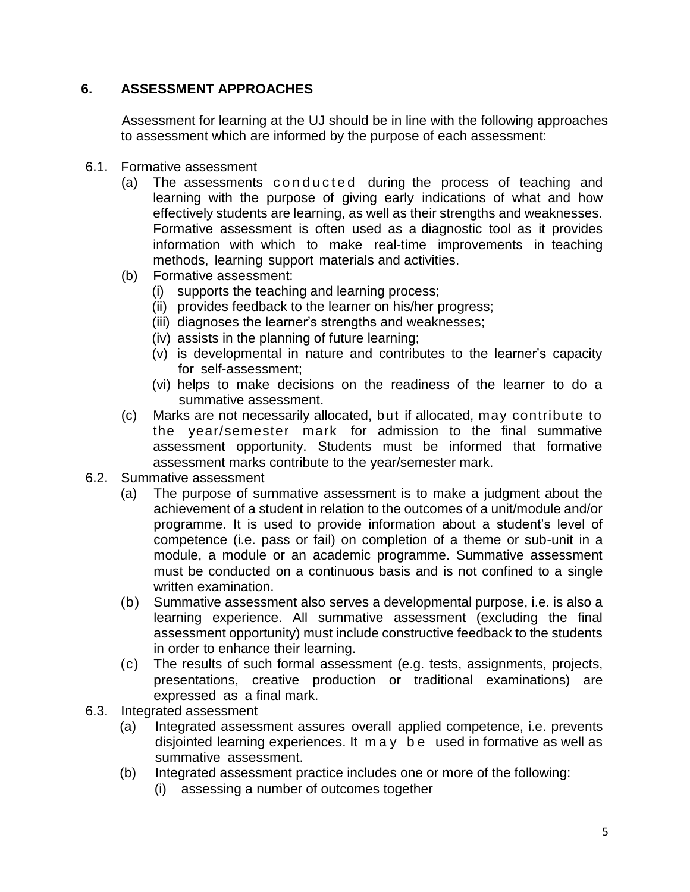## 6. ASSESSMENT APPROACHES

Assessment for learning at the UJ should be in line with the following approaches to assessment which are informed by the purpose of each assessment:

6.1. Formative assessment

(a) The assessments conducted during the process of teaching and learning with the purpose of giving early indications of what and how effectively students are learning, as well as their strengths and weaknesses. Formative assessment is often used as a diagnostic tool as it provides information with which to make real-time improvements in teaching methods, learning support materials and activities.

(b) Formative assessment:

(i) supports the teaching and learning process;
(ii) provides feedback to the learner on his/her progress;
(iii) diagnoses the learner's strengths and weaknesses;
(iv) assists in the planning of future learning;
(v) is developmental in nature and contributes to the learner's capacity for self-assessment;
(vi) helps to make decisions on the readiness of the learner to do a summative assessment.

(c) Marks are not necessarily allocated, but if allocated, may contribute to the year/semester mark for admission to the final summative assessment opportunity. Students must be informed that formative assessment marks contribute to the year/semester mark.

6.2. Summative assessment

(a) The purpose of summative assessment is to make a judgment about the achievement of a student in relation to the outcomes of a unit/module and/or programme. It is used to provide information about a student's level of competence (i.e. pass or fail) on completion of a theme or sub-unit in a module, a module or an academic programme. Summative assessment must be conducted on a continuous basis and is not confined to a single written examination.

(b) Summative assessment also serves a developmental purpose, i.e. is also a learning experience. All summative assessment (excluding the final assessment opportunity) must include constructive feedback to the students in order to enhance their learning.

(c) The results of such formal assessment (e.g. tests, assignments, projects, presentations, creative production or traditional examinations) are expressed as a final mark.

6.3. Integrated assessment

(a) Integrated assessment assures overall applied competence, i.e. prevents disjointed learning experiences. It may be used in formative as well as summative assessment.

(b) Integrated assessment practice includes one or more of the following:

(i) assessing a number of outcomes together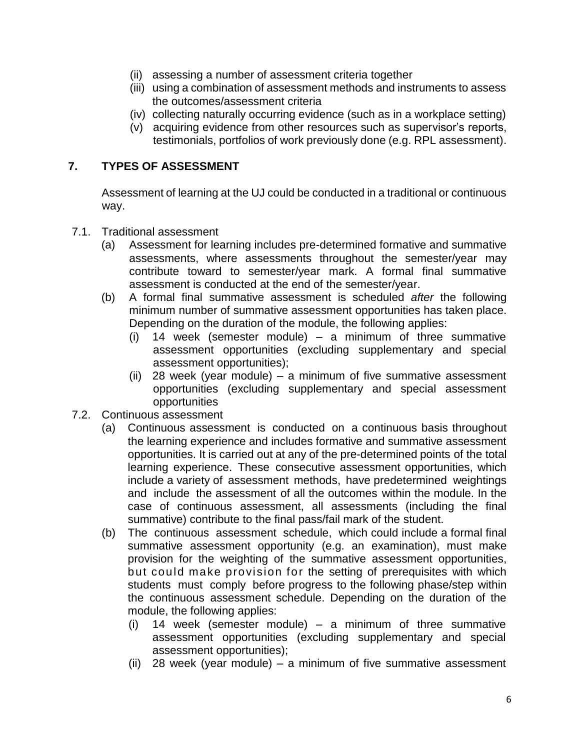(ii) assessing a number of assessment criteria together
(iii) using a combination of assessment methods and instruments to assess the outcomes/assessment criteria
(iv) collecting naturally occurring evidence (such as in a workplace setting)
(v) acquiring evidence from other resources such as supervisor's reports, testimonials, portfolios of work previously done (e.g. RPL assessment).

## 7. TYPES OF ASSESSMENT

Assessment of learning at the UJ could be conducted in a traditional or continuous way.

7.1. Traditional assessment

(a) Assessment for learning includes pre-determined formative and summative assessments, where assessments throughout the semester/year may contribute toward to semester/year mark. A formal final summative assessment is conducted at the end of the semester/year.

(b) A formal final summative assessment is scheduled *after* the following minimum number of summative assessment opportunities has taken place. Depending on the duration of the module, the following applies:

(i) 14 week (semester module) – a minimum of three summative assessment opportunities (excluding supplementary and special assessment opportunities);

(ii) 28 week (year module) – a minimum of five summative assessment opportunities (excluding supplementary and special assessment opportunities

7.2. Continuous assessment

(a) Continuous assessment is conducted on a continuous basis throughout the learning experience and includes formative and summative assessment opportunities. It is carried out at any of the pre-determined points of the total learning experience. These consecutive assessment opportunities, which include a variety of assessment methods, have predetermined weightings and include the assessment of all the outcomes within the module. In the case of continuous assessment, all assessments (including the final summative) contribute to the final pass/fail mark of the student.

(b) The continuous assessment schedule, which could include a formal final summative assessment opportunity (e.g. an examination), must make provision for the weighting of the summative assessment opportunities, but could make provision for the setting of prerequisites with which students must comply before progress to the following phase/step within the continuous assessment schedule. Depending on the duration of the module, the following applies:

(i) 14 week (semester module) – a minimum of three summative assessment opportunities (excluding supplementary and special assessment opportunities);

(ii) 28 week (year module) – a minimum of five summative assessment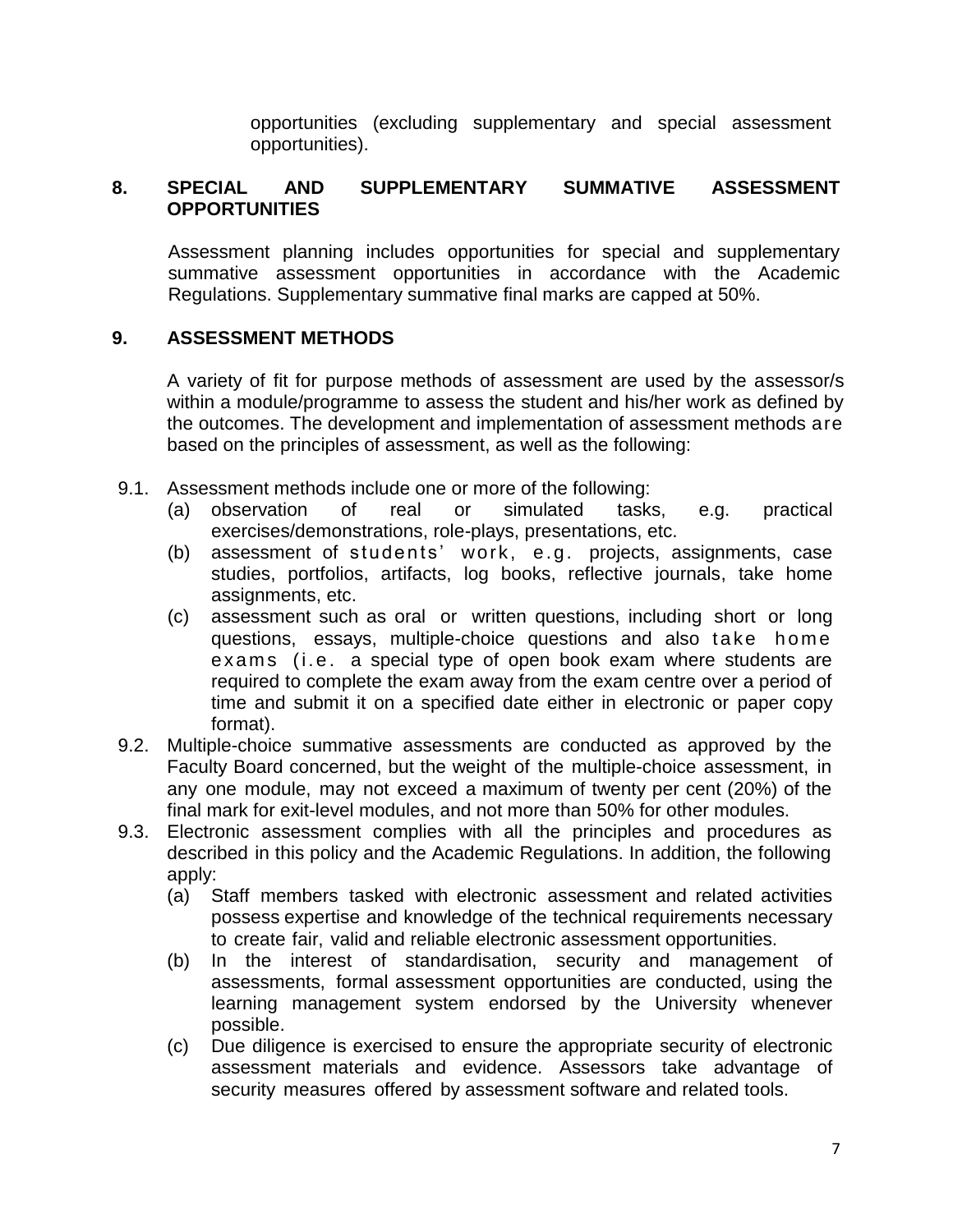opportunities (excluding supplementary and special assessment opportunities).

## 8. SPECIAL AND SUPPLEMENTARY SUMMATIVE ASSESSMENT OPPORTUNITIES

Assessment planning includes opportunities for special and supplementary summative assessment opportunities in accordance with the Academic Regulations. Supplementary summative final marks are capped at 50%.

## 9. ASSESSMENT METHODS

A variety of fit for purpose methods of assessment are used by the assessor/s within a module/programme to assess the student and his/her work as defined by the outcomes. The development and implementation of assessment methods are based on the principles of assessment, as well as the following:

9.1. Assessment methods include one or more of the following:

(a) observation of real or simulated tasks, e.g. practical exercises/demonstrations, role-plays, presentations, etc.

(b) assessment of students' work, e.g. projects, assignments, case studies, portfolios, artifacts, log books, reflective journals, take home assignments, etc.

(c) assessment such as oral or written questions, including short or long questions, essays, multiple-choice questions and also take home exams (i.e. a special type of open book exam where students are required to complete the exam away from the exam centre over a period of time and submit it on a specified date either in electronic or paper copy format).

9.2. Multiple-choice summative assessments are conducted as approved by the Faculty Board concerned, but the weight of the multiple-choice assessment, in any one module, may not exceed a maximum of twenty per cent (20%) of the final mark for exit-level modules, and not more than 50% for other modules.

9.3. Electronic assessment complies with all the principles and procedures as described in this policy and the Academic Regulations. In addition, the following apply:

(a) Staff members tasked with electronic assessment and related activities possess expertise and knowledge of the technical requirements necessary to create fair, valid and reliable electronic assessment opportunities.

(b) In the interest of standardisation, security and management of assessments, formal assessment opportunities are conducted, using the learning management system endorsed by the University whenever possible.

(c) Due diligence is exercised to ensure the appropriate security of electronic assessment materials and evidence. Assessors take advantage of security measures offered by assessment software and related tools.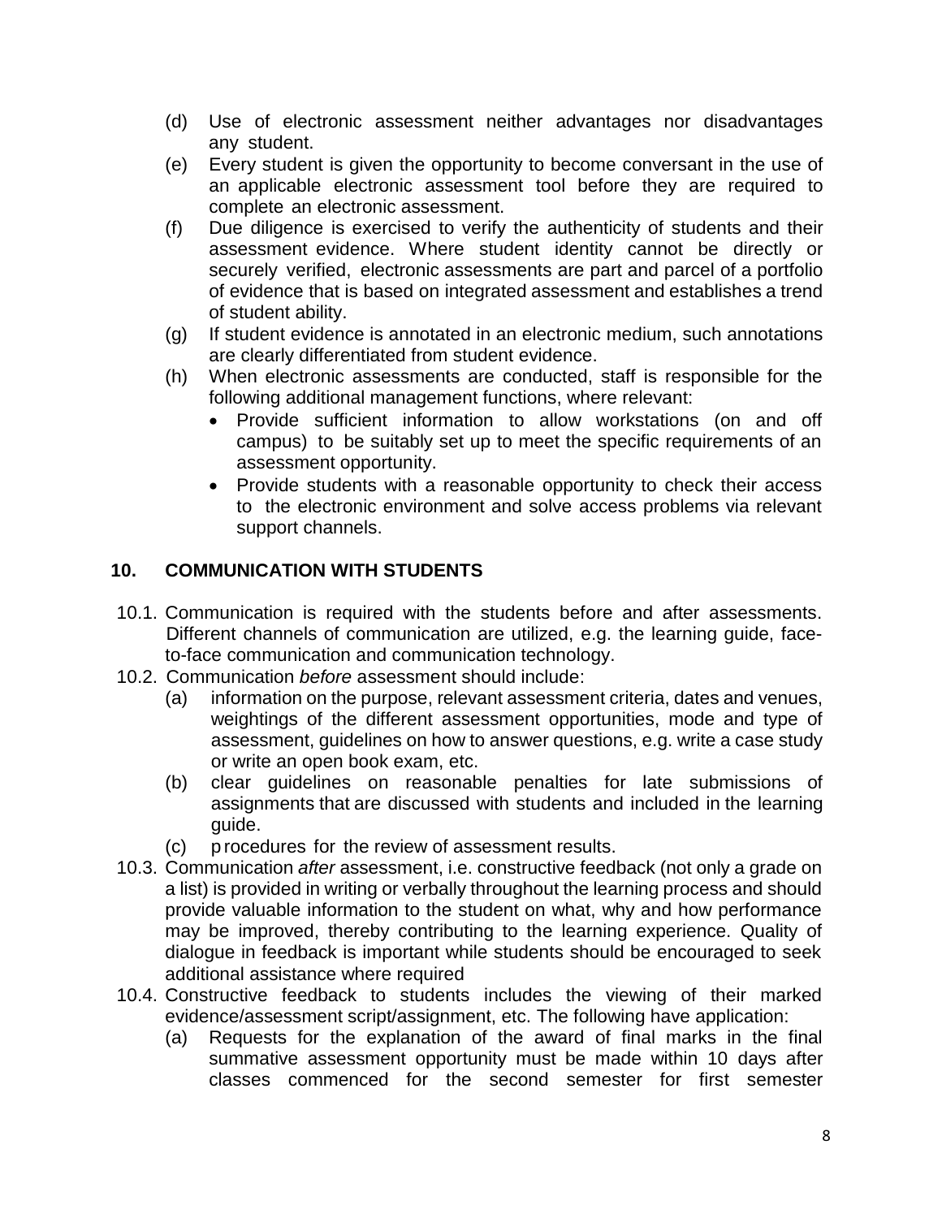(d) Use of electronic assessment neither advantages nor disadvantages any student.

(e) Every student is given the opportunity to become conversant in the use of an applicable electronic assessment tool before they are required to complete an electronic assessment.

(f) Due diligence is exercised to verify the authenticity of students and their assessment evidence. Where student identity cannot be directly or securely verified, electronic assessments are part and parcel of a portfolio of evidence that is based on integrated assessment and establishes a trend of student ability.

(g) If student evidence is annotated in an electronic medium, such annotations are clearly differentiated from student evidence.

(h) When electronic assessments are conducted, staff is responsible for the following additional management functions, where relevant:

- Provide sufficient information to allow workstations (on and off campus) to be suitably set up to meet the specific requirements of an assessment opportunity.
- Provide students with a reasonable opportunity to check their access to the electronic environment and solve access problems via relevant support channels.

## 10. COMMUNICATION WITH STUDENTS

10.1. Communication is required with the students before and after assessments. Different channels of communication are utilized, e.g. the learning guide, face-to-face communication and communication technology.

10.2. Communication *before* assessment should include:

(a) information on the purpose, relevant assessment criteria, dates and venues, weightings of the different assessment opportunities, mode and type of assessment, guidelines on how to answer questions, e.g. write a case study or write an open book exam, etc.

(b) clear guidelines on reasonable penalties for late submissions of assignments that are discussed with students and included in the learning guide.

(c) procedures for the review of assessment results.

10.3. Communication *after* assessment, i.e. constructive feedback (not only a grade on a list) is provided in writing or verbally throughout the learning process and should provide valuable information to the student on what, why and how performance may be improved, thereby contributing to the learning experience. Quality of dialogue in feedback is important while students should be encouraged to seek additional assistance where required

10.4. Constructive feedback to students includes the viewing of their marked evidence/assessment script/assignment, etc. The following have application:

(a) Requests for the explanation of the award of final marks in the final summative assessment opportunity must be made within 10 days after classes commenced for the second semester for first semester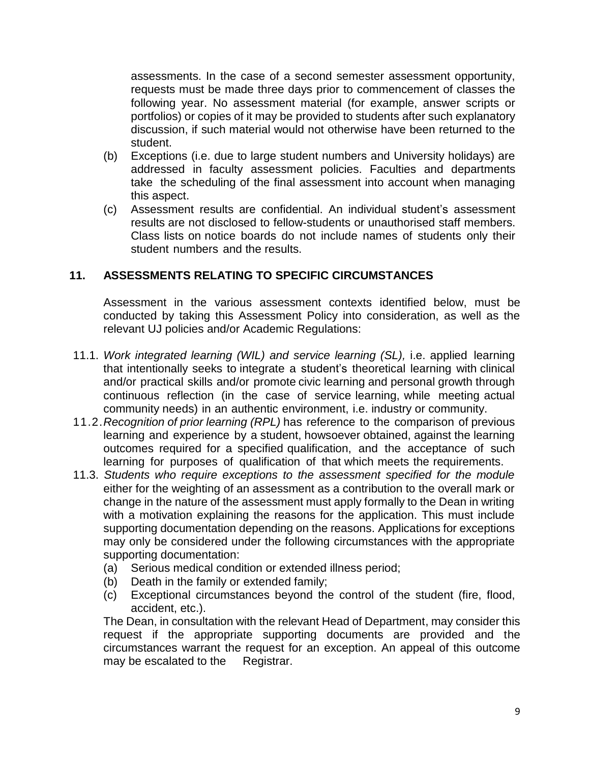assessments. In the case of a second semester assessment opportunity, requests must be made three days prior to commencement of classes the following year. No assessment material (for example, answer scripts or portfolios) or copies of it may be provided to students after such explanatory discussion, if such material would not otherwise have been returned to the student.

(b) Exceptions (i.e. due to large student numbers and University holidays) are addressed in faculty assessment policies. Faculties and departments take the scheduling of the final assessment into account when managing this aspect.

(c) Assessment results are confidential. An individual student's assessment results are not disclosed to fellow-students or unauthorised staff members. Class lists on notice boards do not include names of students only their student numbers and the results.

## 11. ASSESSMENTS RELATING TO SPECIFIC CIRCUMSTANCES

Assessment in the various assessment contexts identified below, must be conducted by taking this Assessment Policy into consideration, as well as the relevant UJ policies and/or Academic Regulations:

11.1. *Work integrated learning (WIL) and service learning (SL),* i.e. applied learning that intentionally seeks to integrate a student's theoretical learning with clinical and/or practical skills and/or promote civic learning and personal growth through continuous reflection (in the case of service learning, while meeting actual community needs) in an authentic environment, i.e. industry or community.

11.2. *Recognition of prior learning (RPL)* has reference to the comparison of previous learning and experience by a student, howsoever obtained, against the learning outcomes required for a specified qualification, and the acceptance of such learning for purposes of qualification of that which meets the requirements.

11.3. *Students who require exceptions to the assessment specified for the module* either for the weighting of an assessment as a contribution to the overall mark or change in the nature of the assessment must apply formally to the Dean in writing with a motivation explaining the reasons for the application. This must include supporting documentation depending on the reasons. Applications for exceptions may only be considered under the following circumstances with the appropriate supporting documentation:

(a) Serious medical condition or extended illness period;
(b) Death in the family or extended family;
(c) Exceptional circumstances beyond the control of the student (fire, flood, accident, etc.).

The Dean, in consultation with the relevant Head of Department, may consider this request if the appropriate supporting documents are provided and the circumstances warrant the request for an exception. An appeal of this outcome may be escalated to the Registrar.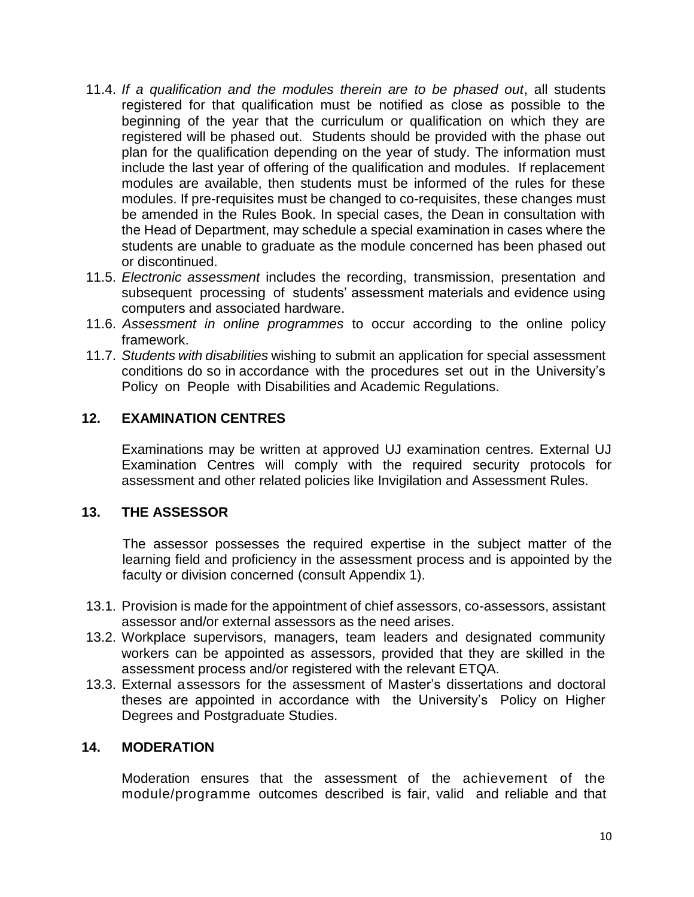11.4. *If a qualification and the modules therein are to be phased out*, all students registered for that qualification must be notified as close as possible to the beginning of the year that the curriculum or qualification on which they are registered will be phased out. Students should be provided with the phase out plan for the qualification depending on the year of study. The information must include the last year of offering of the qualification and modules. If replacement modules are available, then students must be informed of the rules for these modules. If pre-requisites must be changed to co-requisites, these changes must be amended in the Rules Book. In special cases, the Dean in consultation with the Head of Department, may schedule a special examination in cases where the students are unable to graduate as the module concerned has been phased out or discontinued.

11.5. *Electronic assessment* includes the recording, transmission, presentation and subsequent processing of students' assessment materials and evidence using computers and associated hardware.

11.6. *Assessment in online programmes* to occur according to the online policy framework.

11.7. *Students with disabilities* wishing to submit an application for special assessment conditions do so in accordance with the procedures set out in the University's Policy on People with Disabilities and Academic Regulations.

## 12. EXAMINATION CENTRES

Examinations may be written at approved UJ examination centres. External UJ Examination Centres will comply with the required security protocols for assessment and other related policies like Invigilation and Assessment Rules.

## 13. THE ASSESSOR

The assessor possesses the required expertise in the subject matter of the learning field and proficiency in the assessment process and is appointed by the faculty or division concerned (consult Appendix 1).

13.1. Provision is made for the appointment of chief assessors, co-assessors, assistant assessor and/or external assessors as the need arises.

13.2. Workplace supervisors, managers, team leaders and designated community workers can be appointed as assessors, provided that they are skilled in the assessment process and/or registered with the relevant ETQA.

13.3. External assessors for the assessment of Master's dissertations and doctoral theses are appointed in accordance with the University's Policy on Higher Degrees and Postgraduate Studies.

## 14. MODERATION

Moderation ensures that the assessment of the achievement of the module/programme outcomes described is fair, valid and reliable and that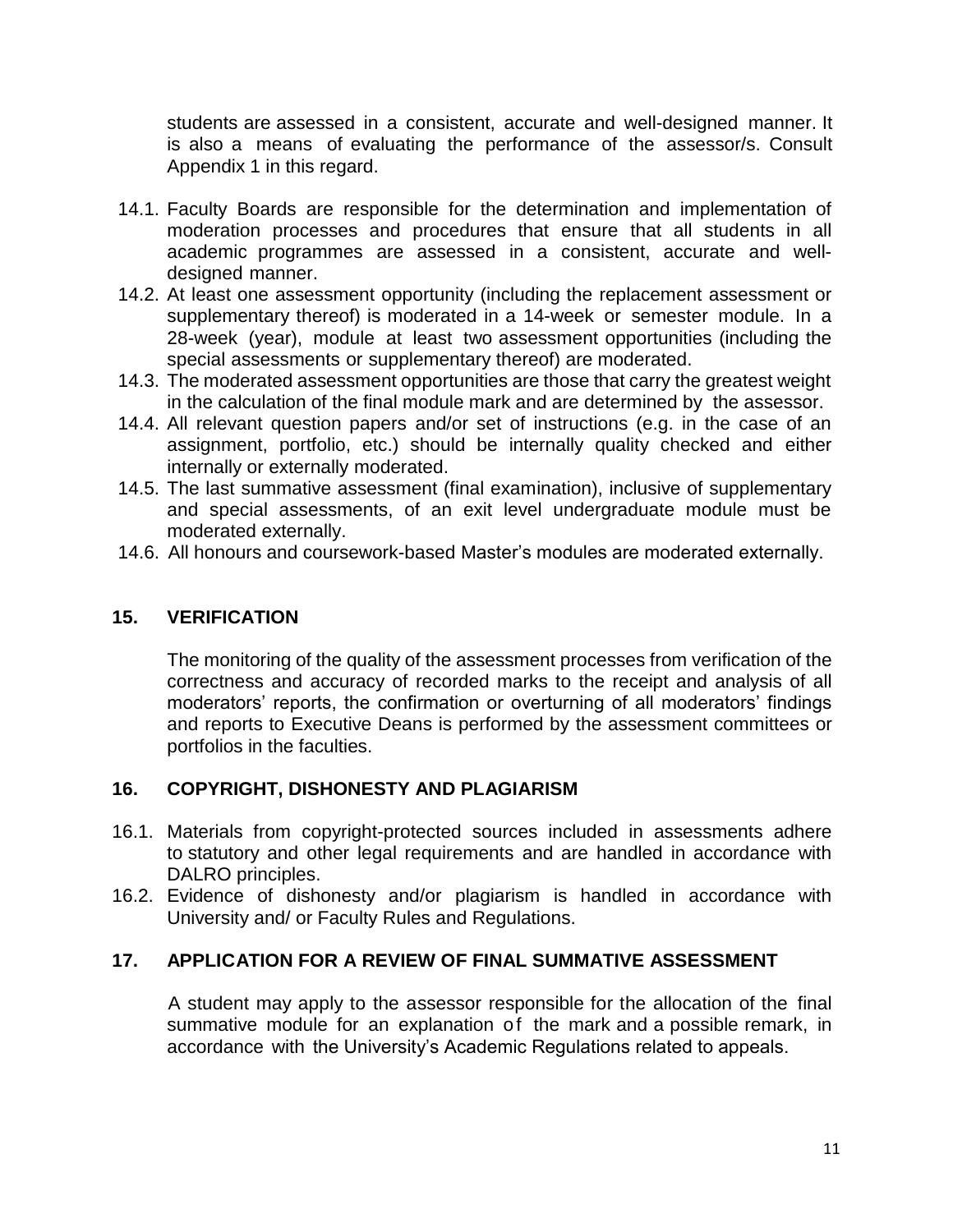students are assessed in a consistent, accurate and well-designed manner. It is also a means of evaluating the performance of the assessor/s. Consult Appendix 1 in this regard.

14.1. Faculty Boards are responsible for the determination and implementation of moderation processes and procedures that ensure that all students in all academic programmes are assessed in a consistent, accurate and well-designed manner.

14.2. At least one assessment opportunity (including the replacement assessment or supplementary thereof) is moderated in a 14-week or semester module. In a 28-week (year), module at least two assessment opportunities (including the special assessments or supplementary thereof) are moderated.

14.3. The moderated assessment opportunities are those that carry the greatest weight in the calculation of the final module mark and are determined by the assessor.

14.4. All relevant question papers and/or set of instructions (e.g. in the case of an assignment, portfolio, etc.) should be internally quality checked and either internally or externally moderated.

14.5. The last summative assessment (final examination), inclusive of supplementary and special assessments, of an exit level undergraduate module must be moderated externally.

14.6. All honours and coursework-based Master's modules are moderated externally.

## 15. VERIFICATION

The monitoring of the quality of the assessment processes from verification of the correctness and accuracy of recorded marks to the receipt and analysis of all moderators' reports, the confirmation or overturning of all moderators' findings and reports to Executive Deans is performed by the assessment committees or portfolios in the faculties.

## 16. COPYRIGHT, DISHONESTY AND PLAGIARISM

16.1. Materials from copyright-protected sources included in assessments adhere to statutory and other legal requirements and are handled in accordance with DALRO principles.

16.2. Evidence of dishonesty and/or plagiarism is handled in accordance with University and/ or Faculty Rules and Regulations.

## 17. APPLICATION FOR A REVIEW OF FINAL SUMMATIVE ASSESSMENT

A student may apply to the assessor responsible for the allocation of the final summative module for an explanation of the mark and a possible remark, in accordance with the University's Academic Regulations related to appeals.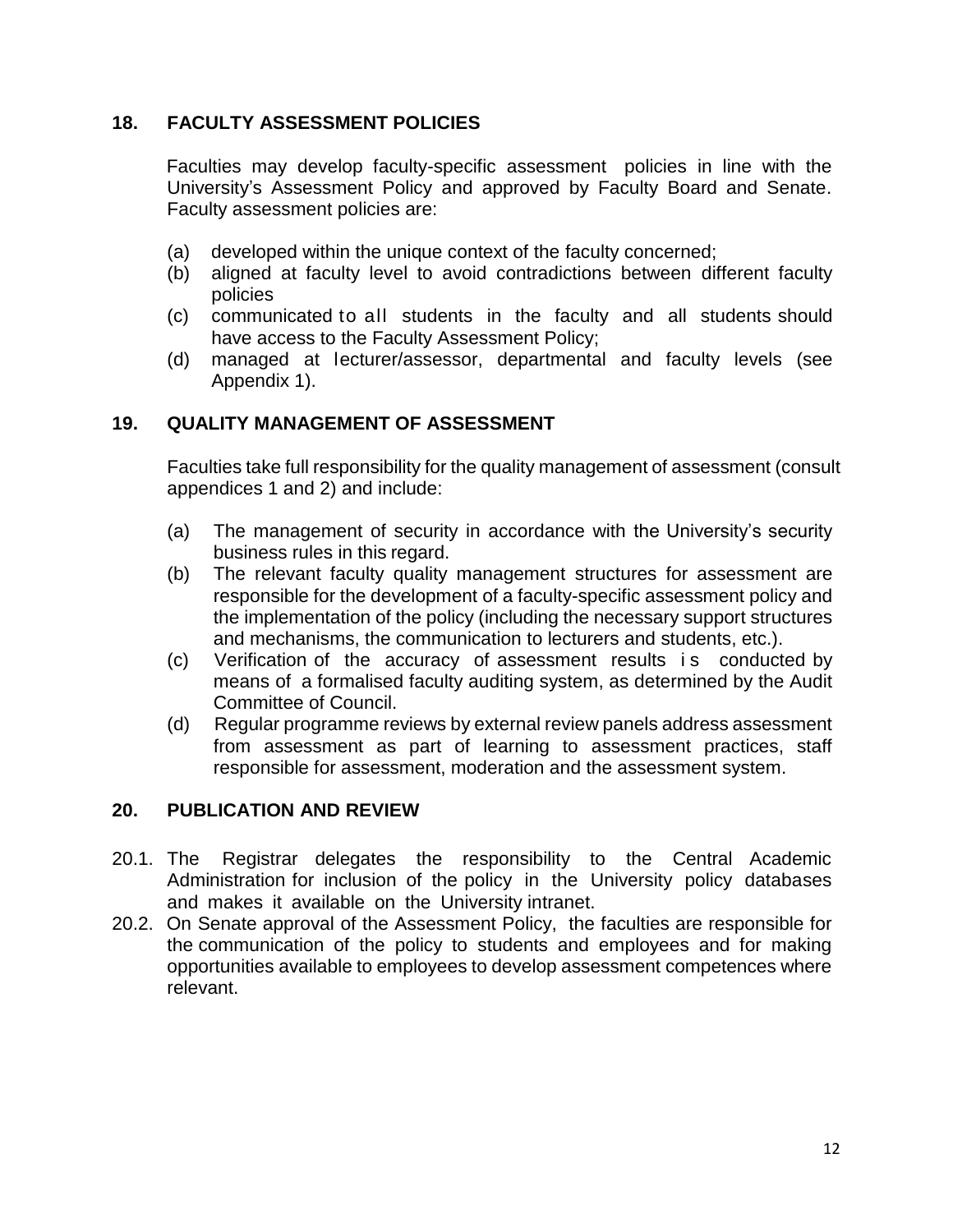## 18. FACULTY ASSESSMENT POLICIES

Faculties may develop faculty-specific assessment policies in line with the University's Assessment Policy and approved by Faculty Board and Senate. Faculty assessment policies are:

(a) developed within the unique context of the faculty concerned;
(b) aligned at faculty level to avoid contradictions between different faculty policies
(c) communicated to all students in the faculty and all students should have access to the Faculty Assessment Policy;
(d) managed at lecturer/assessor, departmental and faculty levels (see Appendix 1).

## 19. QUALITY MANAGEMENT OF ASSESSMENT

Faculties take full responsibility for the quality management of assessment (consult appendices 1 and 2) and include:

(a) The management of security in accordance with the University's security business rules in this regard.
(b) The relevant faculty quality management structures for assessment are responsible for the development of a faculty-specific assessment policy and the implementation of the policy (including the necessary support structures and mechanisms, the communication to lecturers and students, etc.).
(c) Verification of the accuracy of assessment results is conducted by means of a formalised faculty auditing system, as determined by the Audit Committee of Council.
(d) Regular programme reviews by external review panels address assessment from assessment as part of learning to assessment practices, staff responsible for assessment, moderation and the assessment system.

## 20. PUBLICATION AND REVIEW

20.1. The Registrar delegates the responsibility to the Central Academic Administration for inclusion of the policy in the University policy databases and makes it available on the University intranet.

20.2. On Senate approval of the Assessment Policy, the faculties are responsible for the communication of the policy to students and employees and for making opportunities available to employees to develop assessment competences where relevant.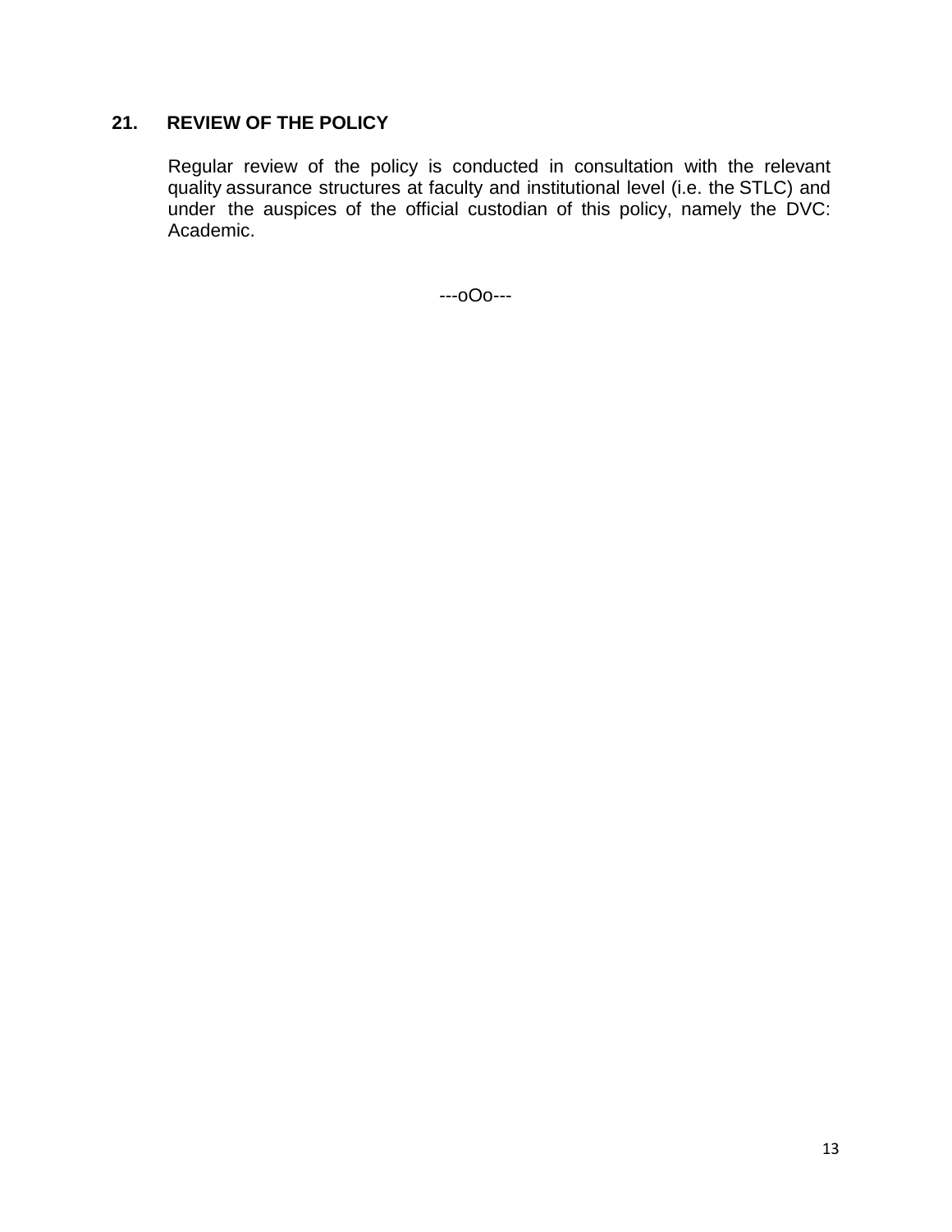## 21. REVIEW OF THE POLICY

Regular review of the policy is conducted in consultation with the relevant quality assurance structures at faculty and institutional level (i.e. the STLC) and under the auspices of the official custodian of this policy, namely the DVC: Academic.

---oOo---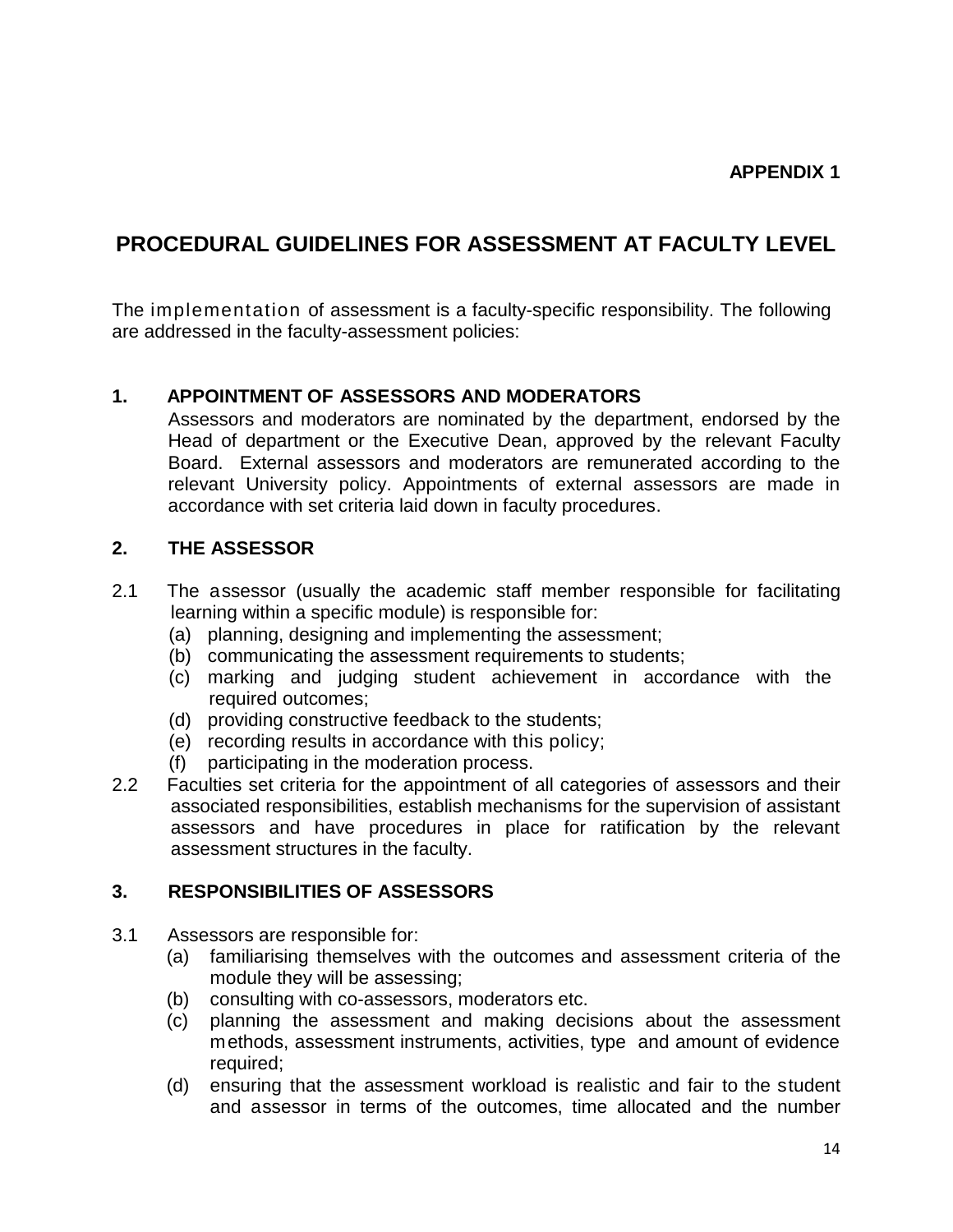**APPENDIX 1**

# PROCEDURAL GUIDELINES FOR ASSESSMENT AT FACULTY LEVEL

The implementation of assessment is a faculty-specific responsibility. The following are addressed in the faculty-assessment policies:

## 1. APPOINTMENT OF ASSESSORS AND MODERATORS

Assessors and moderators are nominated by the department, endorsed by the Head of department or the Executive Dean, approved by the relevant Faculty Board. External assessors and moderators are remunerated according to the relevant University policy. Appointments of external assessors are made in accordance with set criteria laid down in faculty procedures.

## 2. THE ASSESSOR

2.1 The assessor (usually the academic staff member responsible for facilitating learning within a specific module) is responsible for:

- (a) planning, designing and implementing the assessment;
- (b) communicating the assessment requirements to students;
- (c) marking and judging student achievement in accordance with the required outcomes;
- (d) providing constructive feedback to the students;
- (e) recording results in accordance with this policy;
- (f) participating in the moderation process.

2.2 Faculties set criteria for the appointment of all categories of assessors and their associated responsibilities, establish mechanisms for the supervision of assistant assessors and have procedures in place for ratification by the relevant assessment structures in the faculty.

## 3. RESPONSIBILITIES OF ASSESSORS

3.1 Assessors are responsible for:

- (a) familiarising themselves with the outcomes and assessment criteria of the module they will be assessing;
- (b) consulting with co-assessors, moderators etc.
- (c) planning the assessment and making decisions about the assessment methods, assessment instruments, activities, type and amount of evidence required;
- (d) ensuring that the assessment workload is realistic and fair to the student and assessor in terms of the outcomes, time allocated and the number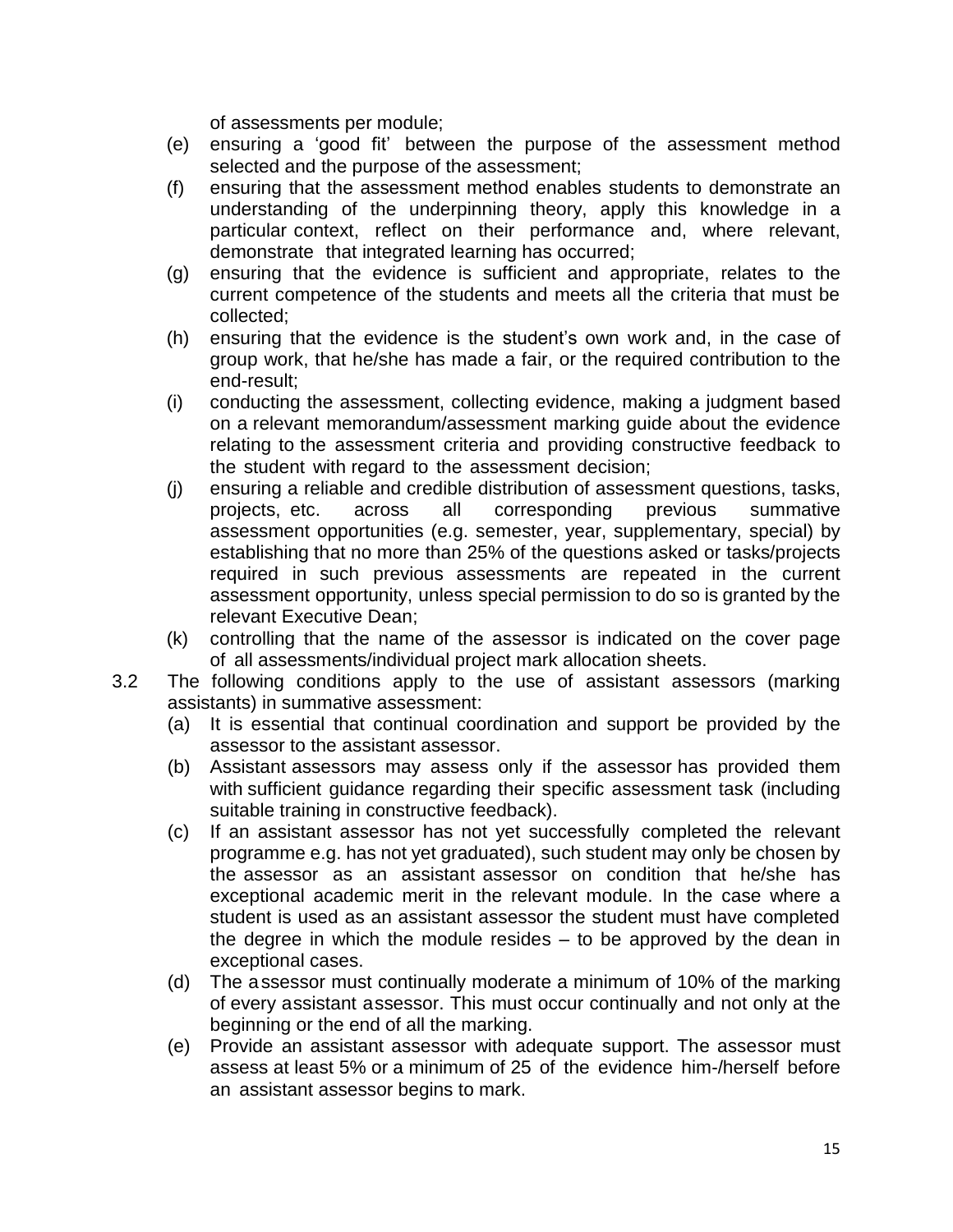of assessments per module;

(e) ensuring a 'good fit' between the purpose of the assessment method selected and the purpose of the assessment;

(f) ensuring that the assessment method enables students to demonstrate an understanding of the underpinning theory, apply this knowledge in a particular context, reflect on their performance and, where relevant, demonstrate that integrated learning has occurred;

(g) ensuring that the evidence is sufficient and appropriate, relates to the current competence of the students and meets all the criteria that must be collected;

(h) ensuring that the evidence is the student's own work and, in the case of group work, that he/she has made a fair, or the required contribution to the end-result;

(i) conducting the assessment, collecting evidence, making a judgment based on a relevant memorandum/assessment marking guide about the evidence relating to the assessment criteria and providing constructive feedback to the student with regard to the assessment decision;

(j) ensuring a reliable and credible distribution of assessment questions, tasks, projects, etc. across all corresponding previous summative assessment opportunities (e.g. semester, year, supplementary, special) by establishing that no more than 25% of the questions asked or tasks/projects required in such previous assessments are repeated in the current assessment opportunity, unless special permission to do so is granted by the relevant Executive Dean;

(k) controlling that the name of the assessor is indicated on the cover page of all assessments/individual project mark allocation sheets.

3.2 The following conditions apply to the use of assistant assessors (marking assistants) in summative assessment:

(a) It is essential that continual coordination and support be provided by the assessor to the assistant assessor.

(b) Assistant assessors may assess only if the assessor has provided them with sufficient guidance regarding their specific assessment task (including suitable training in constructive feedback).

(c) If an assistant assessor has not yet successfully completed the relevant programme e.g. has not yet graduated), such student may only be chosen by the assessor as an assistant assessor on condition that he/she has exceptional academic merit in the relevant module. In the case where a student is used as an assistant assessor the student must have completed the degree in which the module resides – to be approved by the dean in exceptional cases.

(d) The assessor must continually moderate a minimum of 10% of the marking of every assistant assessor. This must occur continually and not only at the beginning or the end of all the marking.

(e) Provide an assistant assessor with adequate support. The assessor must assess at least 5% or a minimum of 25 of the evidence him-/herself before an assistant assessor begins to mark.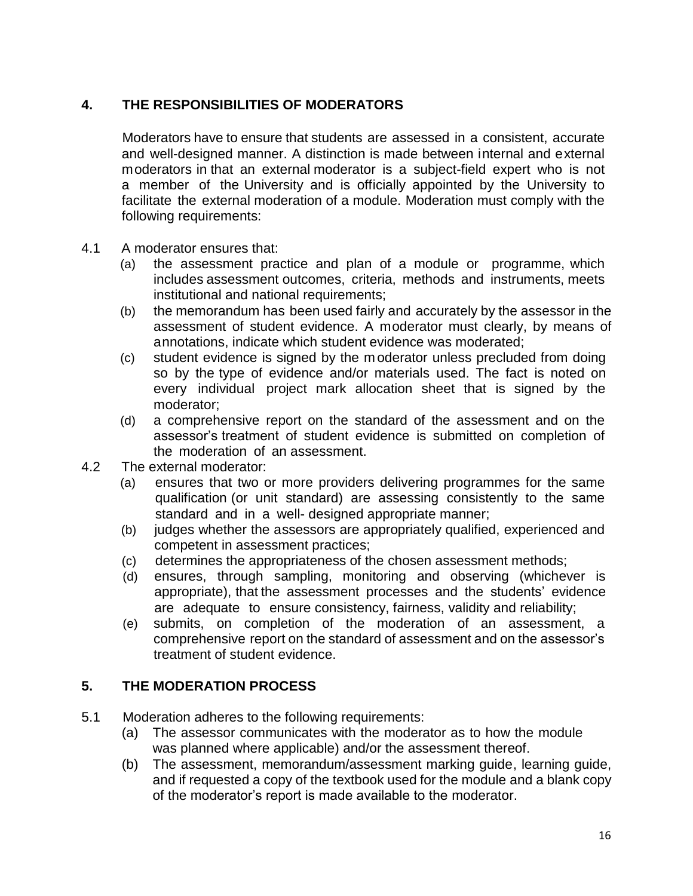## 4. THE RESPONSIBILITIES OF MODERATORS

Moderators have to ensure that students are assessed in a consistent, accurate and well-designed manner. A distinction is made between internal and external moderators in that an external moderator is a subject-field expert who is not a member of the University and is officially appointed by the University to facilitate the external moderation of a module. Moderation must comply with the following requirements:

4.1 A moderator ensures that:

(a) the assessment practice and plan of a module or programme, which includes assessment outcomes, criteria, methods and instruments, meets institutional and national requirements;

(b) the memorandum has been used fairly and accurately by the assessor in the assessment of student evidence. A moderator must clearly, by means of annotations, indicate which student evidence was moderated;

(c) student evidence is signed by the moderator unless precluded from doing so by the type of evidence and/or materials used. The fact is noted on every individual project mark allocation sheet that is signed by the moderator;

(d) a comprehensive report on the standard of the assessment and on the assessor's treatment of student evidence is submitted on completion of the moderation of an assessment.

4.2 The external moderator:

(a) ensures that two or more providers delivering programmes for the same qualification (or unit standard) are assessing consistently to the same standard and in a well- designed appropriate manner;

(b) judges whether the assessors are appropriately qualified, experienced and competent in assessment practices;

(c) determines the appropriateness of the chosen assessment methods;

(d) ensures, through sampling, monitoring and observing (whichever is appropriate), that the assessment processes and the students' evidence are adequate to ensure consistency, fairness, validity and reliability;

(e) submits, on completion of the moderation of an assessment, a comprehensive report on the standard of assessment and on the assessor's treatment of student evidence.

## 5. THE MODERATION PROCESS

5.1 Moderation adheres to the following requirements:

(a) The assessor communicates with the moderator as to how the module was planned where applicable) and/or the assessment thereof.

(b) The assessment, memorandum/assessment marking guide, learning guide, and if requested a copy of the textbook used for the module and a blank copy of the moderator's report is made available to the moderator.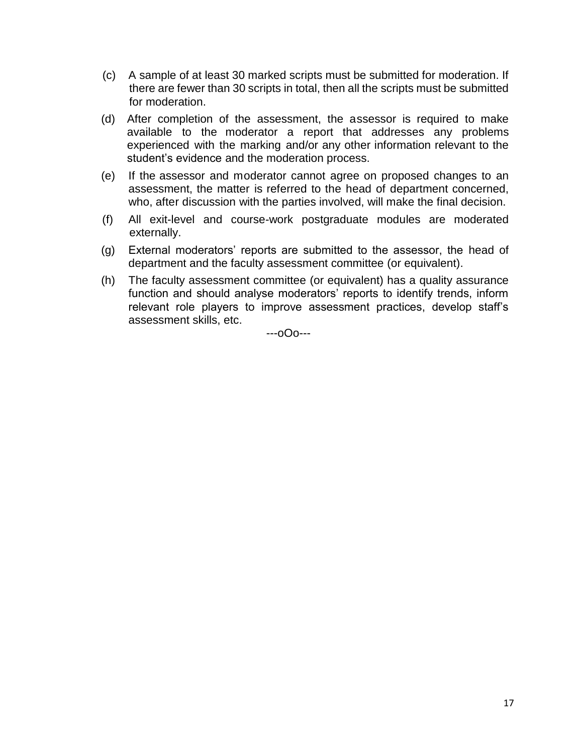(c) A sample of at least 30 marked scripts must be submitted for moderation. If there are fewer than 30 scripts in total, then all the scripts must be submitted for moderation.

(d) After completion of the assessment, the assessor is required to make available to the moderator a report that addresses any problems experienced with the marking and/or any other information relevant to the student's evidence and the moderation process.

(e) If the assessor and moderator cannot agree on proposed changes to an assessment, the matter is referred to the head of department concerned, who, after discussion with the parties involved, will make the final decision.

(f) All exit-level and course-work postgraduate modules are moderated externally.

(g) External moderators' reports are submitted to the assessor, the head of department and the faculty assessment committee (or equivalent).

(h) The faculty assessment committee (or equivalent) has a quality assurance function and should analyse moderators' reports to identify trends, inform relevant role players to improve assessment practices, develop staff's assessment skills, etc.

---oOo---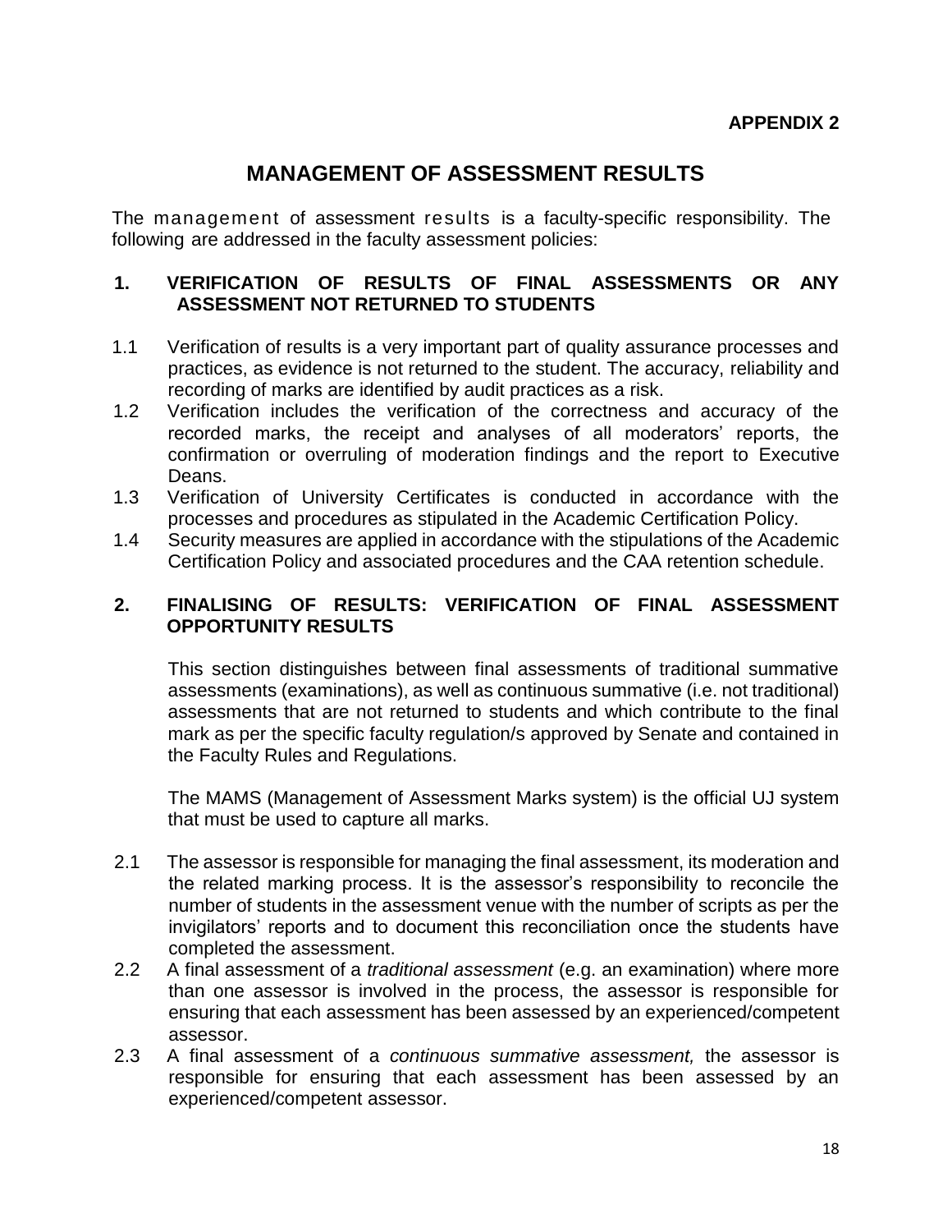**APPENDIX 2**

# MANAGEMENT OF ASSESSMENT RESULTS

The management of assessment results is a faculty-specific responsibility. The following are addressed in the faculty assessment policies:

## 1. VERIFICATION OF RESULTS OF FINAL ASSESSMENTS OR ANY ASSESSMENT NOT RETURNED TO STUDENTS

1.1 Verification of results is a very important part of quality assurance processes and practices, as evidence is not returned to the student. The accuracy, reliability and recording of marks are identified by audit practices as a risk.

1.2 Verification includes the verification of the correctness and accuracy of the recorded marks, the receipt and analyses of all moderators' reports, the confirmation or overruling of moderation findings and the report to Executive Deans.

1.3 Verification of University Certificates is conducted in accordance with the processes and procedures as stipulated in the Academic Certification Policy.

1.4 Security measures are applied in accordance with the stipulations of the Academic Certification Policy and associated procedures and the CAA retention schedule.

## 2. FINALISING OF RESULTS: VERIFICATION OF FINAL ASSESSMENT OPPORTUNITY RESULTS

This section distinguishes between final assessments of traditional summative assessments (examinations), as well as continuous summative (i.e. not traditional) assessments that are not returned to students and which contribute to the final mark as per the specific faculty regulation/s approved by Senate and contained in the Faculty Rules and Regulations.

The MAMS (Management of Assessment Marks system) is the official UJ system that must be used to capture all marks.

2.1 The assessor is responsible for managing the final assessment, its moderation and the related marking process. It is the assessor's responsibility to reconcile the number of students in the assessment venue with the number of scripts as per the invigilators' reports and to document this reconciliation once the students have completed the assessment.

2.2 A final assessment of a *traditional assessment* (e.g. an examination) where more than one assessor is involved in the process, the assessor is responsible for ensuring that each assessment has been assessed by an experienced/competent assessor.

2.3 A final assessment of a *continuous summative assessment,* the assessor is responsible for ensuring that each assessment has been assessed by an experienced/competent assessor.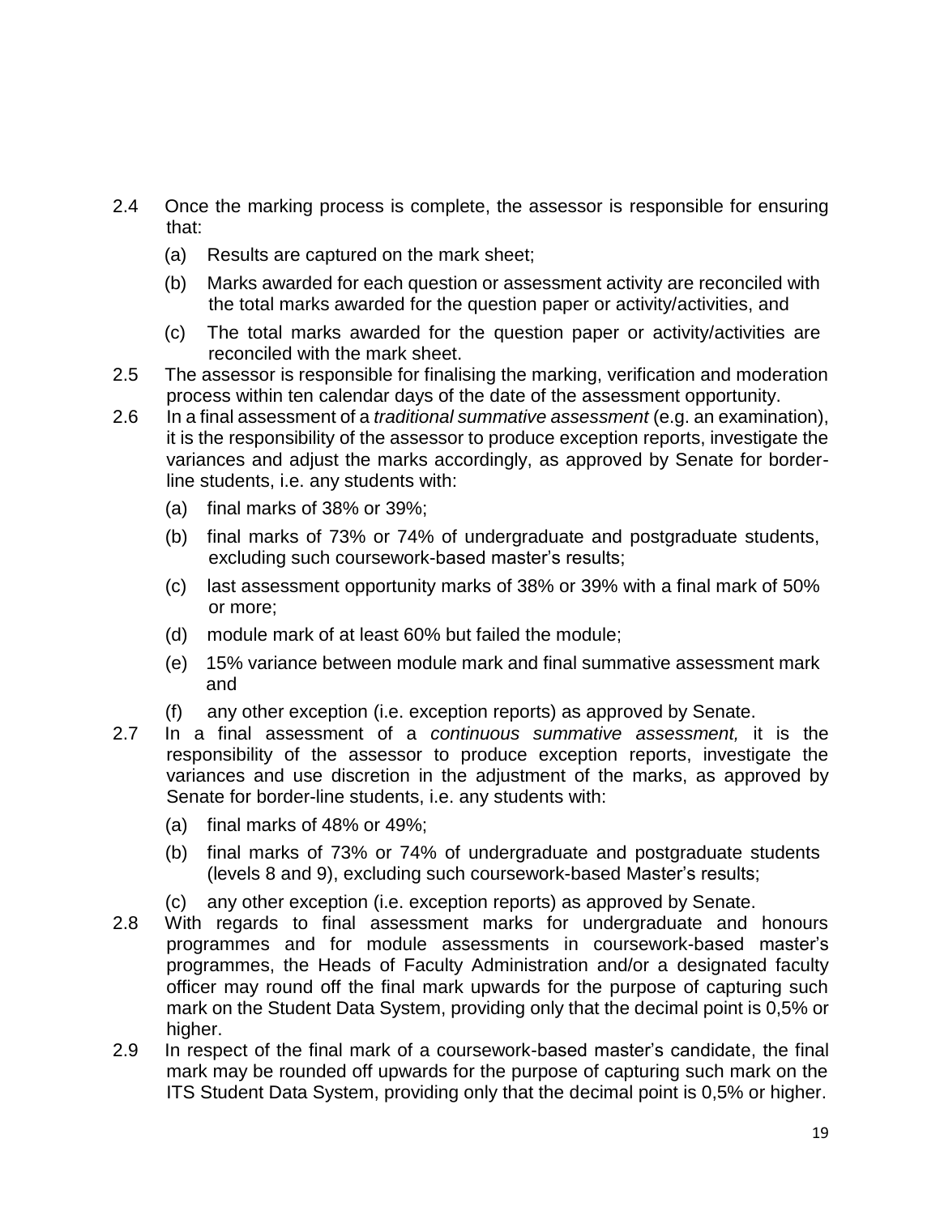2.4 Once the marking process is complete, the assessor is responsible for ensuring that:

  (a) Results are captured on the mark sheet;

  (b) Marks awarded for each question or assessment activity are reconciled with the total marks awarded for the question paper or activity/activities, and

  (c) The total marks awarded for the question paper or activity/activities are reconciled with the mark sheet.

2.5 The assessor is responsible for finalising the marking, verification and moderation process within ten calendar days of the date of the assessment opportunity.

2.6 In a final assessment of a *traditional summative assessment* (e.g. an examination), it is the responsibility of the assessor to produce exception reports, investigate the variances and adjust the marks accordingly, as approved by Senate for border-line students, i.e. any students with:

  (a) final marks of 38% or 39%;

  (b) final marks of 73% or 74% of undergraduate and postgraduate students, excluding such coursework-based master's results;

  (c) last assessment opportunity marks of 38% or 39% with a final mark of 50% or more;

  (d) module mark of at least 60% but failed the module;

  (e) 15% variance between module mark and final summative assessment mark and

  (f) any other exception (i.e. exception reports) as approved by Senate.

2.7 In a final assessment of a *continuous summative assessment,* it is the responsibility of the assessor to produce exception reports, investigate the variances and use discretion in the adjustment of the marks, as approved by Senate for border-line students, i.e. any students with:

  (a) final marks of 48% or 49%;

  (b) final marks of 73% or 74% of undergraduate and postgraduate students (levels 8 and 9), excluding such coursework-based Master's results;

  (c) any other exception (i.e. exception reports) as approved by Senate.

2.8 With regards to final assessment marks for undergraduate and honours programmes and for module assessments in coursework-based master's programmes, the Heads of Faculty Administration and/or a designated faculty officer may round off the final mark upwards for the purpose of capturing such mark on the Student Data System, providing only that the decimal point is 0,5% or higher.

2.9 In respect of the final mark of a coursework-based master's candidate, the final mark may be rounded off upwards for the purpose of capturing such mark on the ITS Student Data System, providing only that the decimal point is 0,5% or higher.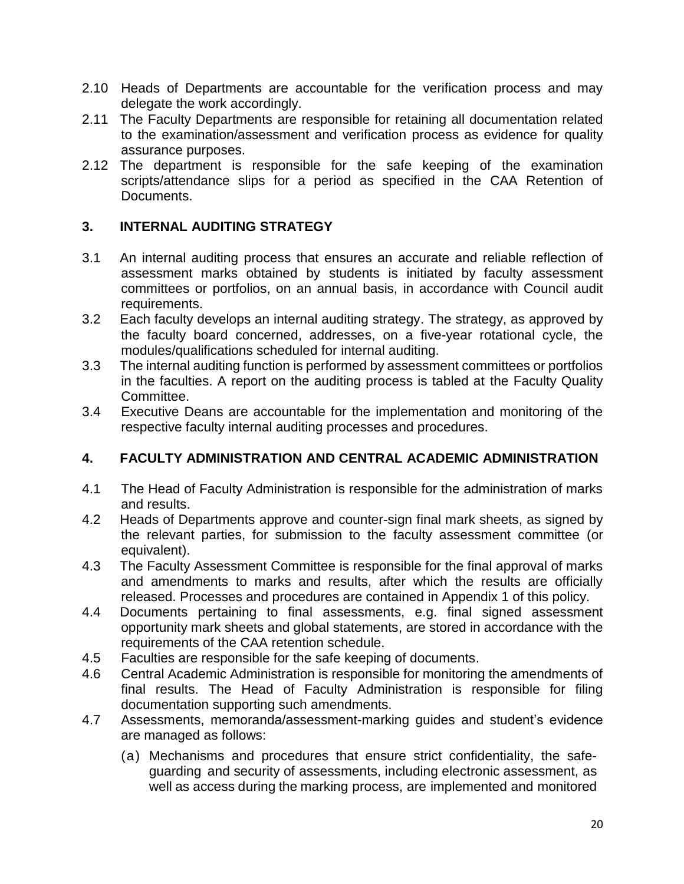2.10 Heads of Departments are accountable for the verification process and may delegate the work accordingly.

2.11 The Faculty Departments are responsible for retaining all documentation related to the examination/assessment and verification process as evidence for quality assurance purposes.

2.12 The department is responsible for the safe keeping of the examination scripts/attendance slips for a period as specified in the CAA Retention of Documents.

## 3. INTERNAL AUDITING STRATEGY

3.1 An internal auditing process that ensures an accurate and reliable reflection of assessment marks obtained by students is initiated by faculty assessment committees or portfolios, on an annual basis, in accordance with Council audit requirements.

3.2 Each faculty develops an internal auditing strategy. The strategy, as approved by the faculty board concerned, addresses, on a five-year rotational cycle, the modules/qualifications scheduled for internal auditing.

3.3 The internal auditing function is performed by assessment committees or portfolios in the faculties. A report on the auditing process is tabled at the Faculty Quality Committee.

3.4 Executive Deans are accountable for the implementation and monitoring of the respective faculty internal auditing processes and procedures.

## 4. FACULTY ADMINISTRATION AND CENTRAL ACADEMIC ADMINISTRATION

4.1 The Head of Faculty Administration is responsible for the administration of marks and results.

4.2 Heads of Departments approve and counter-sign final mark sheets, as signed by the relevant parties, for submission to the faculty assessment committee (or equivalent).

4.3 The Faculty Assessment Committee is responsible for the final approval of marks and amendments to marks and results, after which the results are officially released. Processes and procedures are contained in Appendix 1 of this policy.

4.4 Documents pertaining to final assessments, e.g. final signed assessment opportunity mark sheets and global statements, are stored in accordance with the requirements of the CAA retention schedule.

4.5 Faculties are responsible for the safe keeping of documents.

4.6 Central Academic Administration is responsible for monitoring the amendments of final results. The Head of Faculty Administration is responsible for filing documentation supporting such amendments.

4.7 Assessments, memoranda/assessment-marking guides and student's evidence are managed as follows:

(a) Mechanisms and procedures that ensure strict confidentiality, the safe-guarding and security of assessments, including electronic assessment, as well as access during the marking process, are implemented and monitored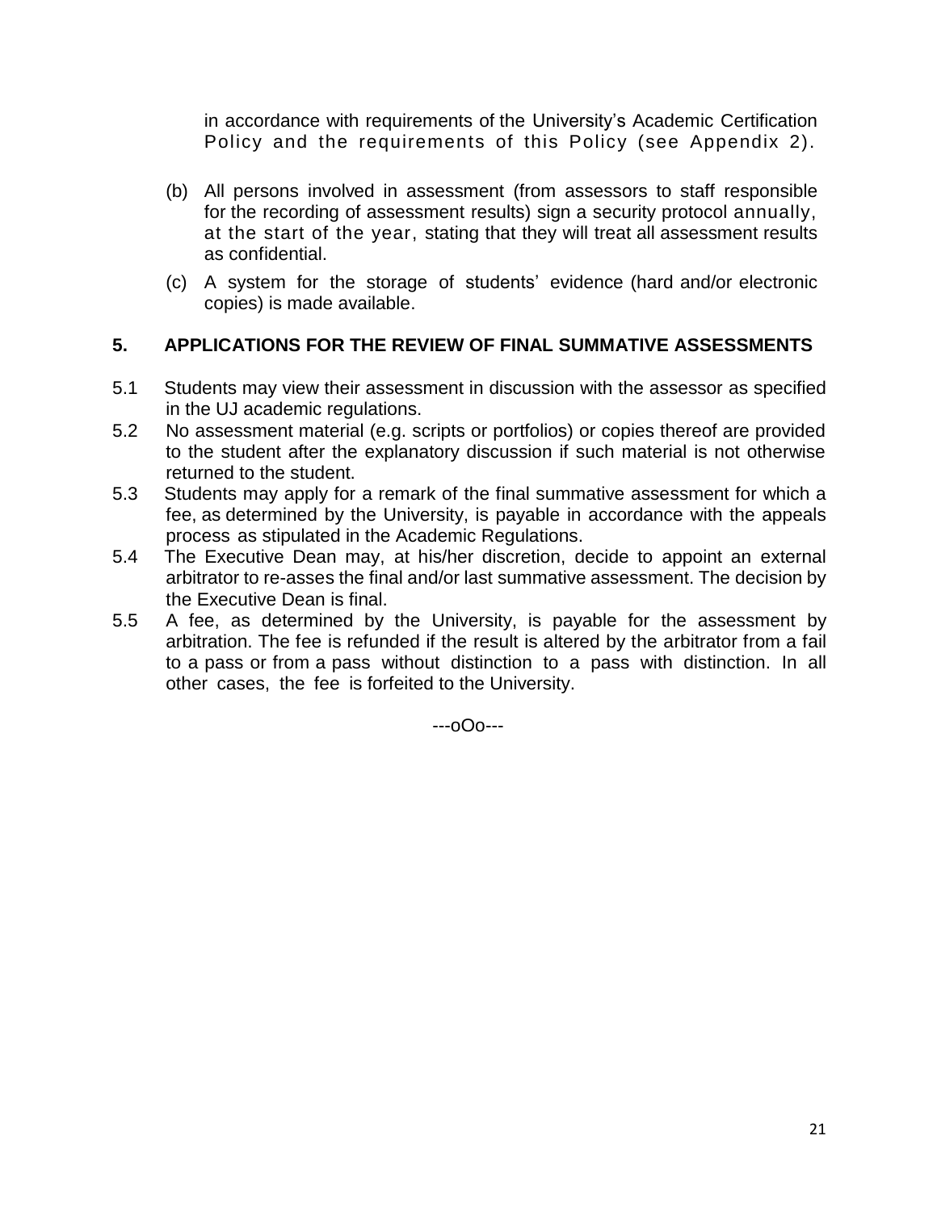in accordance with requirements of the University's Academic Certification Policy and the requirements of this Policy (see Appendix 2).

(b) All persons involved in assessment (from assessors to staff responsible for the recording of assessment results) sign a security protocol annually, at the start of the year, stating that they will treat all assessment results as confidential.

(c) A system for the storage of students' evidence (hard and/or electronic copies) is made available.

## 5. APPLICATIONS FOR THE REVIEW OF FINAL SUMMATIVE ASSESSMENTS

5.1 Students may view their assessment in discussion with the assessor as specified in the UJ academic regulations.

5.2 No assessment material (e.g. scripts or portfolios) or copies thereof are provided to the student after the explanatory discussion if such material is not otherwise returned to the student.

5.3 Students may apply for a remark of the final summative assessment for which a fee, as determined by the University, is payable in accordance with the appeals process as stipulated in the Academic Regulations.

5.4 The Executive Dean may, at his/her discretion, decide to appoint an external arbitrator to re-asses the final and/or last summative assessment. The decision by the Executive Dean is final.

5.5 A fee, as determined by the University, is payable for the assessment by arbitration. The fee is refunded if the result is altered by the arbitrator from a fail to a pass or from a pass without distinction to a pass with distinction. In all other cases, the fee is forfeited to the University.

---oOo---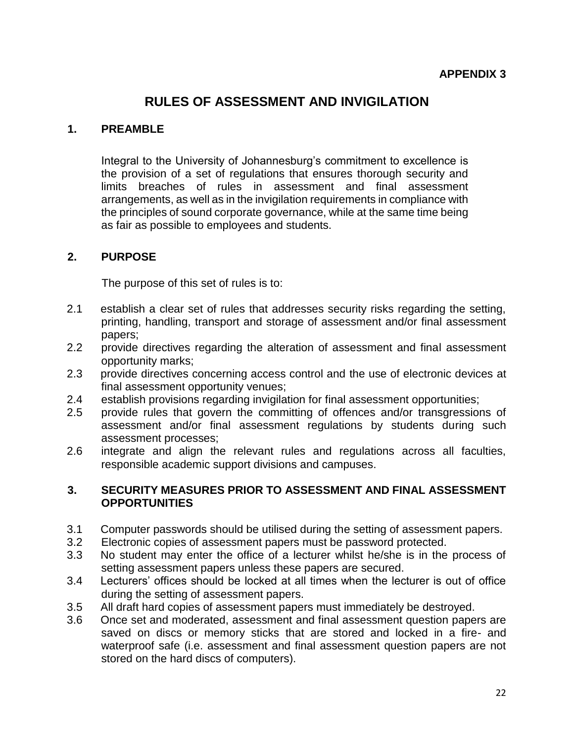**APPENDIX 3**

# RULES OF ASSESSMENT AND INVIGILATION

## 1. PREAMBLE

Integral to the University of Johannesburg's commitment to excellence is the provision of a set of regulations that ensures thorough security and limits breaches of rules in assessment and final assessment arrangements, as well as in the invigilation requirements in compliance with the principles of sound corporate governance, while at the same time being as fair as possible to employees and students.

## 2. PURPOSE

The purpose of this set of rules is to:

2.1 establish a clear set of rules that addresses security risks regarding the setting, printing, handling, transport and storage of assessment and/or final assessment papers;

2.2 provide directives regarding the alteration of assessment and final assessment opportunity marks;

2.3 provide directives concerning access control and the use of electronic devices at final assessment opportunity venues;

2.4 establish provisions regarding invigilation for final assessment opportunities;

2.5 provide rules that govern the committing of offences and/or transgressions of assessment and/or final assessment regulations by students during such assessment processes;

2.6 integrate and align the relevant rules and regulations across all faculties, responsible academic support divisions and campuses.

## 3. SECURITY MEASURES PRIOR TO ASSESSMENT AND FINAL ASSESSMENT OPPORTUNITIES

3.1 Computer passwords should be utilised during the setting of assessment papers.

3.2 Electronic copies of assessment papers must be password protected.

3.3 No student may enter the office of a lecturer whilst he/she is in the process of setting assessment papers unless these papers are secured.

3.4 Lecturers' offices should be locked at all times when the lecturer is out of office during the setting of assessment papers.

3.5 All draft hard copies of assessment papers must immediately be destroyed.

3.6 Once set and moderated, assessment and final assessment question papers are saved on discs or memory sticks that are stored and locked in a fire- and waterproof safe (i.e. assessment and final assessment question papers are not stored on the hard discs of computers).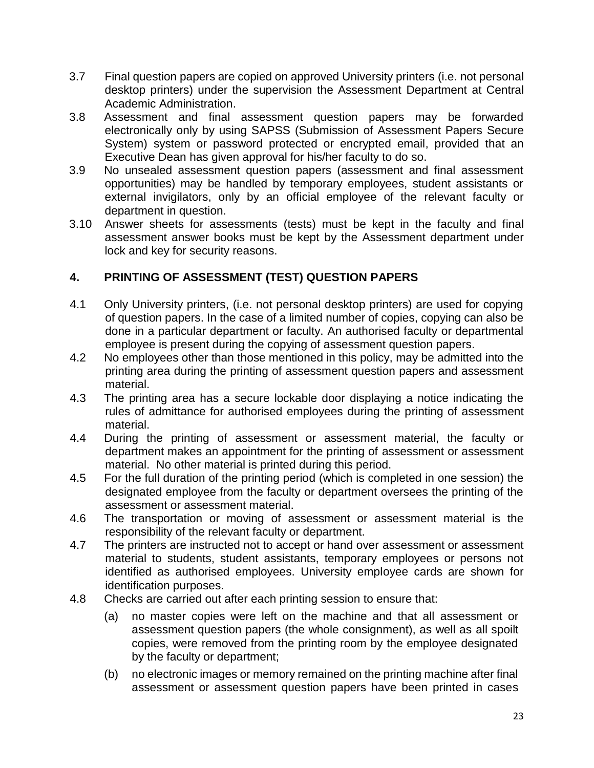3.7 Final question papers are copied on approved University printers (i.e. not personal desktop printers) under the supervision the Assessment Department at Central Academic Administration.

3.8 Assessment and final assessment question papers may be forwarded electronically only by using SAPSS (Submission of Assessment Papers Secure System) system or password protected or encrypted email, provided that an Executive Dean has given approval for his/her faculty to do so.

3.9 No unsealed assessment question papers (assessment and final assessment opportunities) may be handled by temporary employees, student assistants or external invigilators, only by an official employee of the relevant faculty or department in question.

3.10 Answer sheets for assessments (tests) must be kept in the faculty and final assessment answer books must be kept by the Assessment department under lock and key for security reasons.

## 4. PRINTING OF ASSESSMENT (TEST) QUESTION PAPERS

4.1 Only University printers, (i.e. not personal desktop printers) are used for copying of question papers. In the case of a limited number of copies, copying can also be done in a particular department or faculty. An authorised faculty or departmental employee is present during the copying of assessment question papers.

4.2 No employees other than those mentioned in this policy, may be admitted into the printing area during the printing of assessment question papers and assessment material.

4.3 The printing area has a secure lockable door displaying a notice indicating the rules of admittance for authorised employees during the printing of assessment material.

4.4 During the printing of assessment or assessment material, the faculty or department makes an appointment for the printing of assessment or assessment material. No other material is printed during this period.

4.5 For the full duration of the printing period (which is completed in one session) the designated employee from the faculty or department oversees the printing of the assessment or assessment material.

4.6 The transportation or moving of assessment or assessment material is the responsibility of the relevant faculty or department.

4.7 The printers are instructed not to accept or hand over assessment or assessment material to students, student assistants, temporary employees or persons not identified as authorised employees. University employee cards are shown for identification purposes.

4.8 Checks are carried out after each printing session to ensure that:

(a) no master copies were left on the machine and that all assessment or assessment question papers (the whole consignment), as well as all spoilt copies, were removed from the printing room by the employee designated by the faculty or department;

(b) no electronic images or memory remained on the printing machine after final assessment or assessment question papers have been printed in cases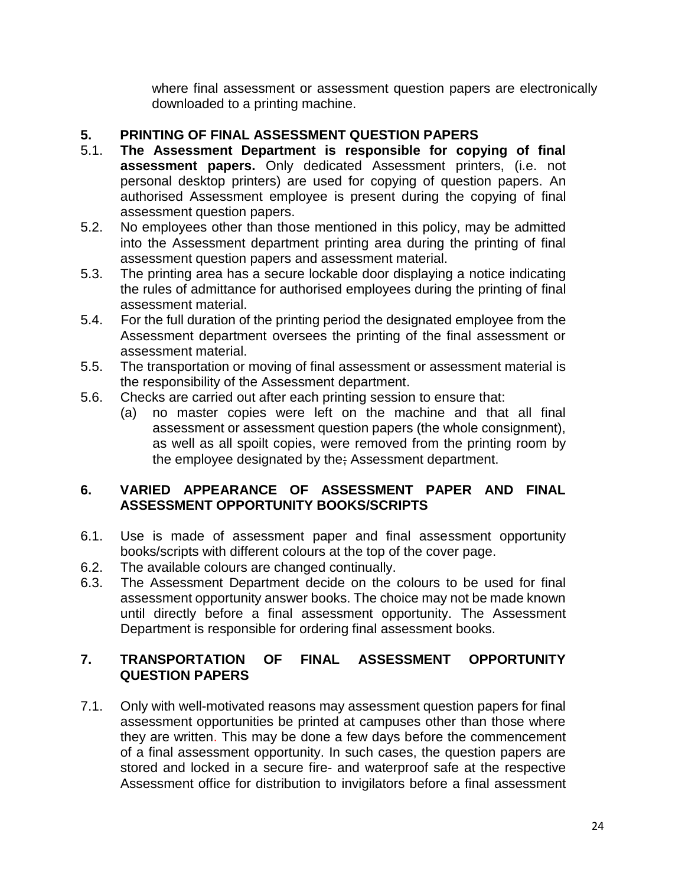where final assessment or assessment question papers are electronically downloaded to a printing machine.

## 5. PRINTING OF FINAL ASSESSMENT QUESTION PAPERS

5.1. **The Assessment Department is responsible for copying of final assessment papers.** Only dedicated Assessment printers, (i.e. not personal desktop printers) are used for copying of question papers. An authorised Assessment employee is present during the copying of final assessment question papers.

5.2. No employees other than those mentioned in this policy, may be admitted into the Assessment department printing area during the printing of final assessment question papers and assessment material.

5.3. The printing area has a secure lockable door displaying a notice indicating the rules of admittance for authorised employees during the printing of final assessment material.

5.4. For the full duration of the printing period the designated employee from the Assessment department oversees the printing of the final assessment or assessment material.

5.5. The transportation or moving of final assessment or assessment material is the responsibility of the Assessment department.

5.6. Checks are carried out after each printing session to ensure that:

(a) no master copies were left on the machine and that all final assessment or assessment question papers (the whole consignment), as well as all spoilt copies, were removed from the printing room by the employee designated by the; Assessment department.

## 6. VARIED APPEARANCE OF ASSESSMENT PAPER AND FINAL ASSESSMENT OPPORTUNITY BOOKS/SCRIPTS

6.1. Use is made of assessment paper and final assessment opportunity books/scripts with different colours at the top of the cover page.

6.2. The available colours are changed continually.

6.3. The Assessment Department decide on the colours to be used for final assessment opportunity answer books. The choice may not be made known until directly before a final assessment opportunity. The Assessment Department is responsible for ordering final assessment books.

## 7. TRANSPORTATION OF FINAL ASSESSMENT OPPORTUNITY QUESTION PAPERS

7.1. Only with well-motivated reasons may assessment question papers for final assessment opportunities be printed at campuses other than those where they are written. This may be done a few days before the commencement of a final assessment opportunity. In such cases, the question papers are stored and locked in a secure fire- and waterproof safe at the respective Assessment office for distribution to invigilators before a final assessment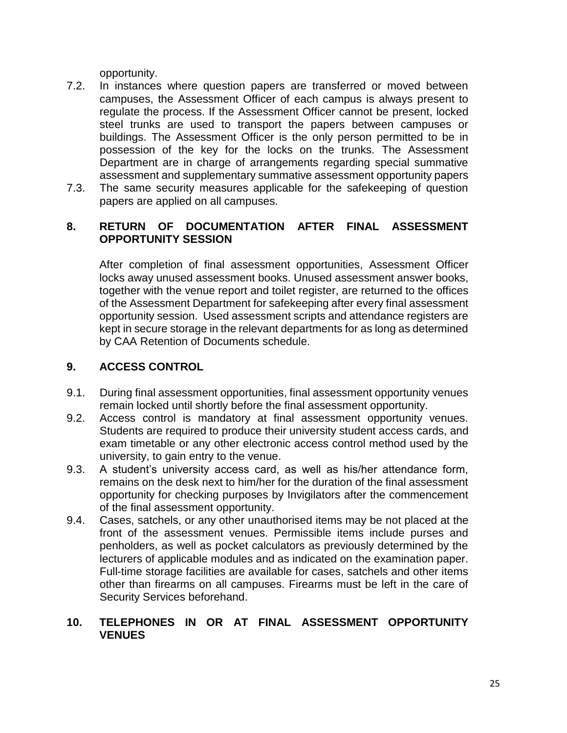opportunity.

7.2. In instances where question papers are transferred or moved between campuses, the Assessment Officer of each campus is always present to regulate the process. If the Assessment Officer cannot be present, locked steel trunks are used to transport the papers between campuses or buildings. The Assessment Officer is the only person permitted to be in possession of the key for the locks on the trunks. The Assessment Department are in charge of arrangements regarding special summative assessment and supplementary summative assessment opportunity papers

7.3. The same security measures applicable for the safekeeping of question papers are applied on all campuses.

## 8. RETURN OF DOCUMENTATION AFTER FINAL ASSESSMENT OPPORTUNITY SESSION

After completion of final assessment opportunities, Assessment Officer locks away unused assessment books. Unused assessment answer books, together with the venue report and toilet register, are returned to the offices of the Assessment Department for safekeeping after every final assessment opportunity session. Used assessment scripts and attendance registers are kept in secure storage in the relevant departments for as long as determined by CAA Retention of Documents schedule.

## 9. ACCESS CONTROL

9.1. During final assessment opportunities, final assessment opportunity venues remain locked until shortly before the final assessment opportunity.

9.2. Access control is mandatory at final assessment opportunity venues. Students are required to produce their university student access cards, and exam timetable or any other electronic access control method used by the university, to gain entry to the venue.

9.3. A student's university access card, as well as his/her attendance form, remains on the desk next to him/her for the duration of the final assessment opportunity for checking purposes by Invigilators after the commencement of the final assessment opportunity.

9.4. Cases, satchels, or any other unauthorised items may be not placed at the front of the assessment venues. Permissible items include purses and penholders, as well as pocket calculators as previously determined by the lecturers of applicable modules and as indicated on the examination paper. Full-time storage facilities are available for cases, satchels and other items other than firearms on all campuses. Firearms must be left in the care of Security Services beforehand.

## 10. TELEPHONES IN OR AT FINAL ASSESSMENT OPPORTUNITY VENUES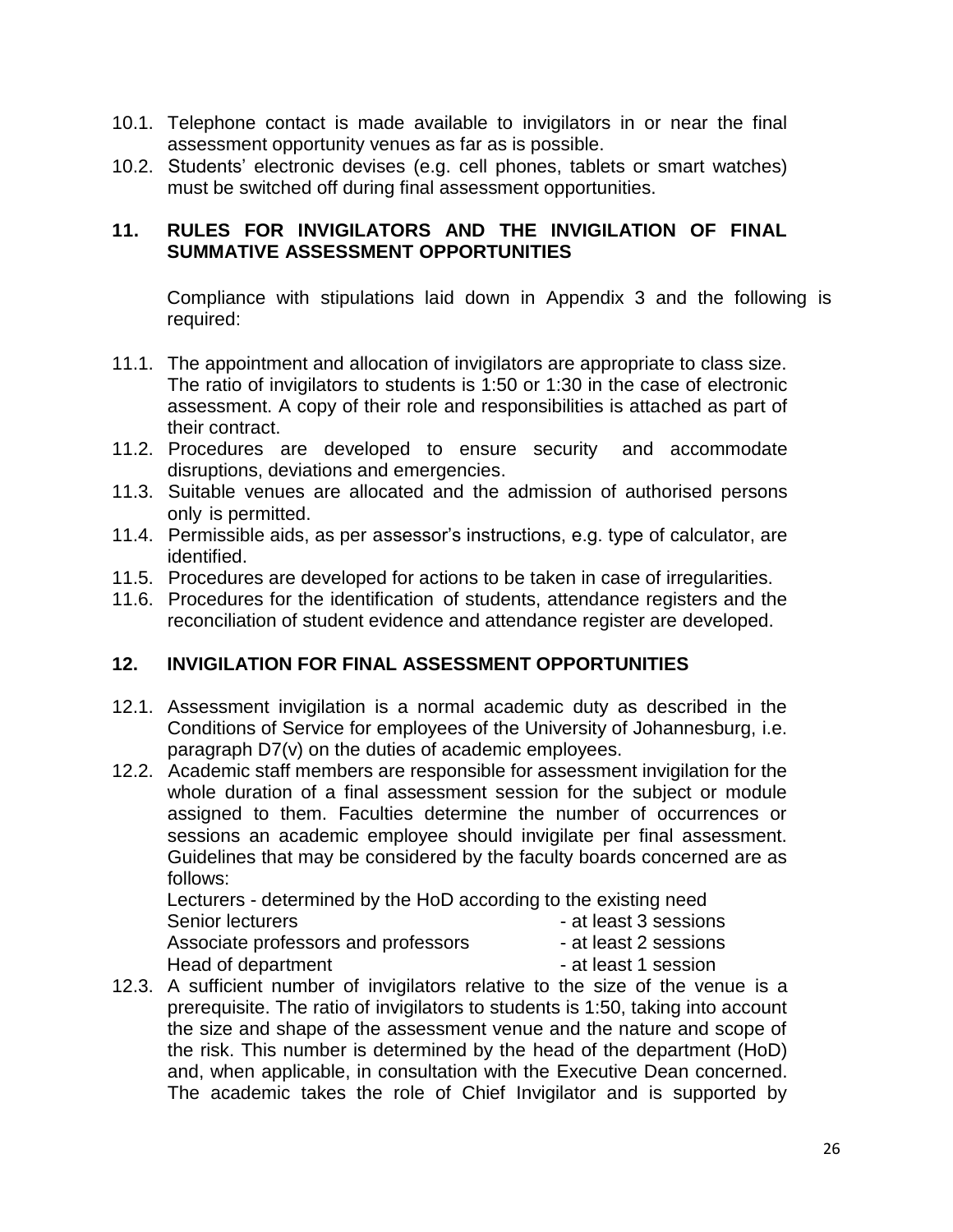10.1. Telephone contact is made available to invigilators in or near the final assessment opportunity venues as far as is possible.

10.2. Students' electronic devises (e.g. cell phones, tablets or smart watches) must be switched off during final assessment opportunities.

## 11. RULES FOR INVIGILATORS AND THE INVIGILATION OF FINAL SUMMATIVE ASSESSMENT OPPORTUNITIES

Compliance with stipulations laid down in Appendix 3 and the following is required:

11.1. The appointment and allocation of invigilators are appropriate to class size. The ratio of invigilators to students is 1:50 or 1:30 in the case of electronic assessment. A copy of their role and responsibilities is attached as part of their contract.

11.2. Procedures are developed to ensure security and accommodate disruptions, deviations and emergencies.

11.3. Suitable venues are allocated and the admission of authorised persons only is permitted.

11.4. Permissible aids, as per assessor's instructions, e.g. type of calculator, are identified.

11.5. Procedures are developed for actions to be taken in case of irregularities.

11.6. Procedures for the identification of students, attendance registers and the reconciliation of student evidence and attendance register are developed.

## 12. INVIGILATION FOR FINAL ASSESSMENT OPPORTUNITIES

12.1. Assessment invigilation is a normal academic duty as described in the Conditions of Service for employees of the University of Johannesburg, i.e. paragraph D7(v) on the duties of academic employees.

12.2. Academic staff members are responsible for assessment invigilation for the whole duration of a final assessment session for the subject or module assigned to them. Faculties determine the number of occurrences or sessions an academic employee should invigilate per final assessment. Guidelines that may be considered by the faculty boards concerned are as follows:

Lecturers - determined by the HoD according to the existing need
Senior lecturers - at least 3 sessions
Associate professors and professors - at least 2 sessions
Head of department - at least 1 session

12.3. A sufficient number of invigilators relative to the size of the venue is a prerequisite. The ratio of invigilators to students is 1:50, taking into account the size and shape of the assessment venue and the nature and scope of the risk. This number is determined by the head of the department (HoD) and, when applicable, in consultation with the Executive Dean concerned. The academic takes the role of Chief Invigilator and is supported by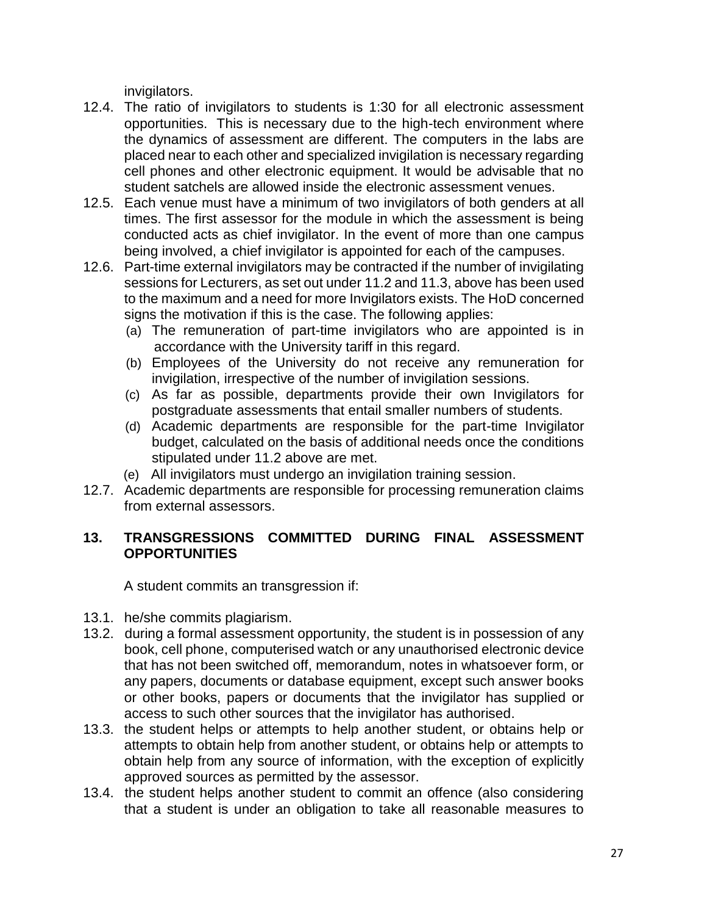invigilators.

12.4. The ratio of invigilators to students is 1:30 for all electronic assessment opportunities. This is necessary due to the high-tech environment where the dynamics of assessment are different. The computers in the labs are placed near to each other and specialized invigilation is necessary regarding cell phones and other electronic equipment. It would be advisable that no student satchels are allowed inside the electronic assessment venues.

12.5. Each venue must have a minimum of two invigilators of both genders at all times. The first assessor for the module in which the assessment is being conducted acts as chief invigilator. In the event of more than one campus being involved, a chief invigilator is appointed for each of the campuses.

12.6. Part-time external invigilators may be contracted if the number of invigilating sessions for Lecturers, as set out under 11.2 and 11.3, above has been used to the maximum and a need for more Invigilators exists. The HoD concerned signs the motivation if this is the case. The following applies:

(a) The remuneration of part-time invigilators who are appointed is in accordance with the University tariff in this regard.
(b) Employees of the University do not receive any remuneration for invigilation, irrespective of the number of invigilation sessions.
(c) As far as possible, departments provide their own Invigilators for postgraduate assessments that entail smaller numbers of students.
(d) Academic departments are responsible for the part-time Invigilator budget, calculated on the basis of additional needs once the conditions stipulated under 11.2 above are met.
(e) All invigilators must undergo an invigilation training session.

12.7. Academic departments are responsible for processing remuneration claims from external assessors.

## 13. TRANSGRESSIONS COMMITTED DURING FINAL ASSESSMENT OPPORTUNITIES

A student commits an transgression if:

13.1. he/she commits plagiarism.

13.2. during a formal assessment opportunity, the student is in possession of any book, cell phone, computerised watch or any unauthorised electronic device that has not been switched off, memorandum, notes in whatsoever form, or any papers, documents or database equipment, except such answer books or other books, papers or documents that the invigilator has supplied or access to such other sources that the invigilator has authorised.

13.3. the student helps or attempts to help another student, or obtains help or attempts to obtain help from another student, or obtains help or attempts to obtain help from any source of information, with the exception of explicitly approved sources as permitted by the assessor.

13.4. the student helps another student to commit an offence (also considering that a student is under an obligation to take all reasonable measures to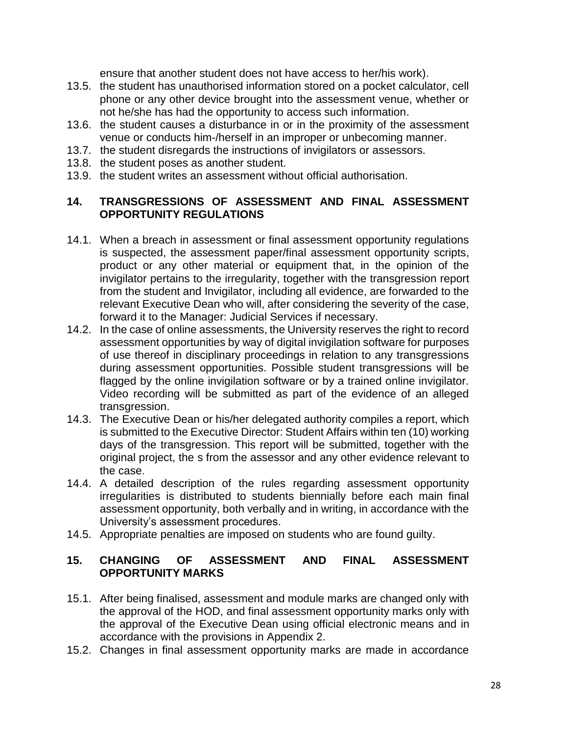ensure that another student does not have access to her/his work).

13.5. the student has unauthorised information stored on a pocket calculator, cell phone or any other device brought into the assessment venue, whether or not he/she has had the opportunity to access such information.

13.6. the student causes a disturbance in or in the proximity of the assessment venue or conducts him-/herself in an improper or unbecoming manner.

13.7. the student disregards the instructions of invigilators or assessors.

13.8. the student poses as another student.

13.9. the student writes an assessment without official authorisation.

## 14. TRANSGRESSIONS OF ASSESSMENT AND FINAL ASSESSMENT OPPORTUNITY REGULATIONS

14.1. When a breach in assessment or final assessment opportunity regulations is suspected, the assessment paper/final assessment opportunity scripts, product or any other material or equipment that, in the opinion of the invigilator pertains to the irregularity, together with the transgression report from the student and Invigilator, including all evidence, are forwarded to the relevant Executive Dean who will, after considering the severity of the case, forward it to the Manager: Judicial Services if necessary.

14.2. In the case of online assessments, the University reserves the right to record assessment opportunities by way of digital invigilation software for purposes of use thereof in disciplinary proceedings in relation to any transgressions during assessment opportunities. Possible student transgressions will be flagged by the online invigilation software or by a trained online invigilator. Video recording will be submitted as part of the evidence of an alleged transgression.

14.3. The Executive Dean or his/her delegated authority compiles a report, which is submitted to the Executive Director: Student Affairs within ten (10) working days of the transgression. This report will be submitted, together with the original project, the s from the assessor and any other evidence relevant to the case.

14.4. A detailed description of the rules regarding assessment opportunity irregularities is distributed to students biennially before each main final assessment opportunity, both verbally and in writing, in accordance with the University's assessment procedures.

14.5. Appropriate penalties are imposed on students who are found guilty.

## 15. CHANGING OF ASSESSMENT AND FINAL ASSESSMENT OPPORTUNITY MARKS

15.1. After being finalised, assessment and module marks are changed only with the approval of the HOD, and final assessment opportunity marks only with the approval of the Executive Dean using official electronic means and in accordance with the provisions in Appendix 2.

15.2. Changes in final assessment opportunity marks are made in accordance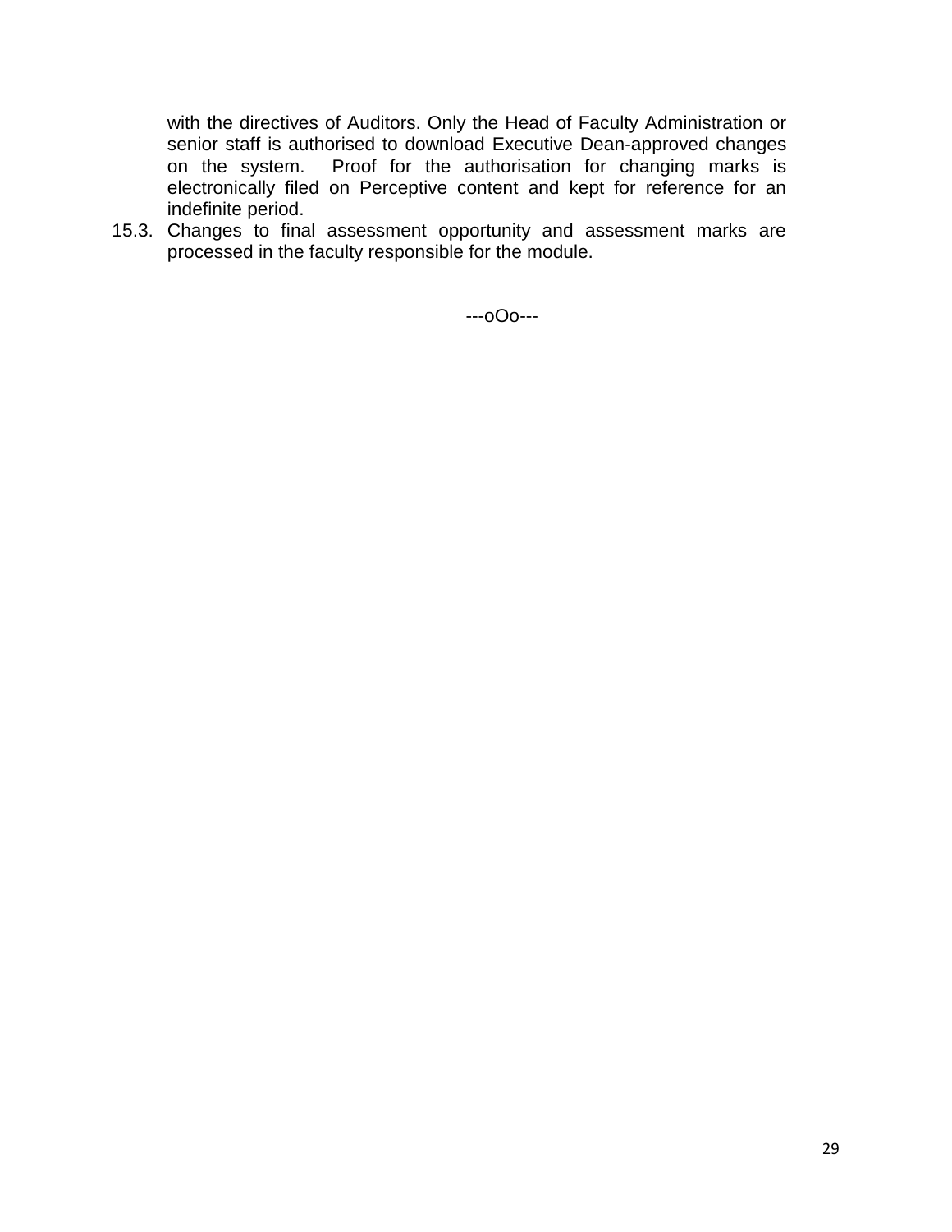with the directives of Auditors. Only the Head of Faculty Administration or senior staff is authorised to download Executive Dean-approved changes on the system. Proof for the authorisation for changing marks is electronically filed on Perceptive content and kept for reference for an indefinite period.

15.3. Changes to final assessment opportunity and assessment marks are processed in the faculty responsible for the module.

---oOo---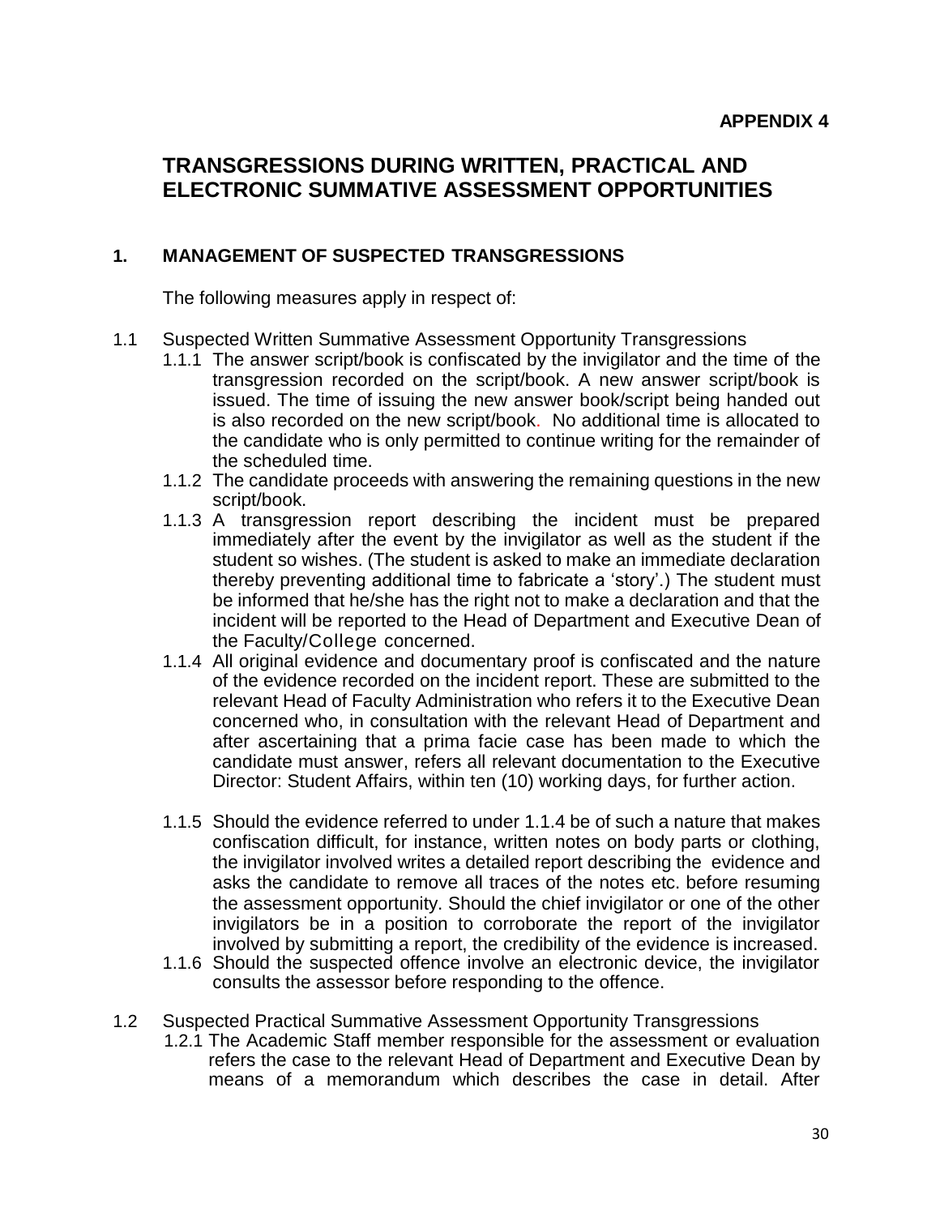**APPENDIX 4**

# TRANSGRESSIONS DURING WRITTEN, PRACTICAL AND ELECTRONIC SUMMATIVE ASSESSMENT OPPORTUNITIES

## 1. MANAGEMENT OF SUSPECTED TRANSGRESSIONS

The following measures apply in respect of:

1.1 Suspected Written Summative Assessment Opportunity Transgressions

1.1.1 The answer script/book is confiscated by the invigilator and the time of the transgression recorded on the script/book. A new answer script/book is issued. The time of issuing the new answer book/script being handed out is also recorded on the new script/book. No additional time is allocated to the candidate who is only permitted to continue writing for the remainder of the scheduled time.

1.1.2 The candidate proceeds with answering the remaining questions in the new script/book.

1.1.3 A transgression report describing the incident must be prepared immediately after the event by the invigilator as well as the student if the student so wishes. (The student is asked to make an immediate declaration thereby preventing additional time to fabricate a 'story'.) The student must be informed that he/she has the right not to make a declaration and that the incident will be reported to the Head of Department and Executive Dean of the Faculty/College concerned.

1.1.4 All original evidence and documentary proof is confiscated and the nature of the evidence recorded on the incident report. These are submitted to the relevant Head of Faculty Administration who refers it to the Executive Dean concerned who, in consultation with the relevant Head of Department and after ascertaining that a prima facie case has been made to which the candidate must answer, refers all relevant documentation to the Executive Director: Student Affairs, within ten (10) working days, for further action.

1.1.5 Should the evidence referred to under 1.1.4 be of such a nature that makes confiscation difficult, for instance, written notes on body parts or clothing, the invigilator involved writes a detailed report describing the evidence and asks the candidate to remove all traces of the notes etc. before resuming the assessment opportunity. Should the chief invigilator or one of the other invigilators be in a position to corroborate the report of the invigilator involved by submitting a report, the credibility of the evidence is increased.

1.1.6 Should the suspected offence involve an electronic device, the invigilator consults the assessor before responding to the offence.

1.2 Suspected Practical Summative Assessment Opportunity Transgressions

1.2.1 The Academic Staff member responsible for the assessment or evaluation refers the case to the relevant Head of Department and Executive Dean by means of a memorandum which describes the case in detail. After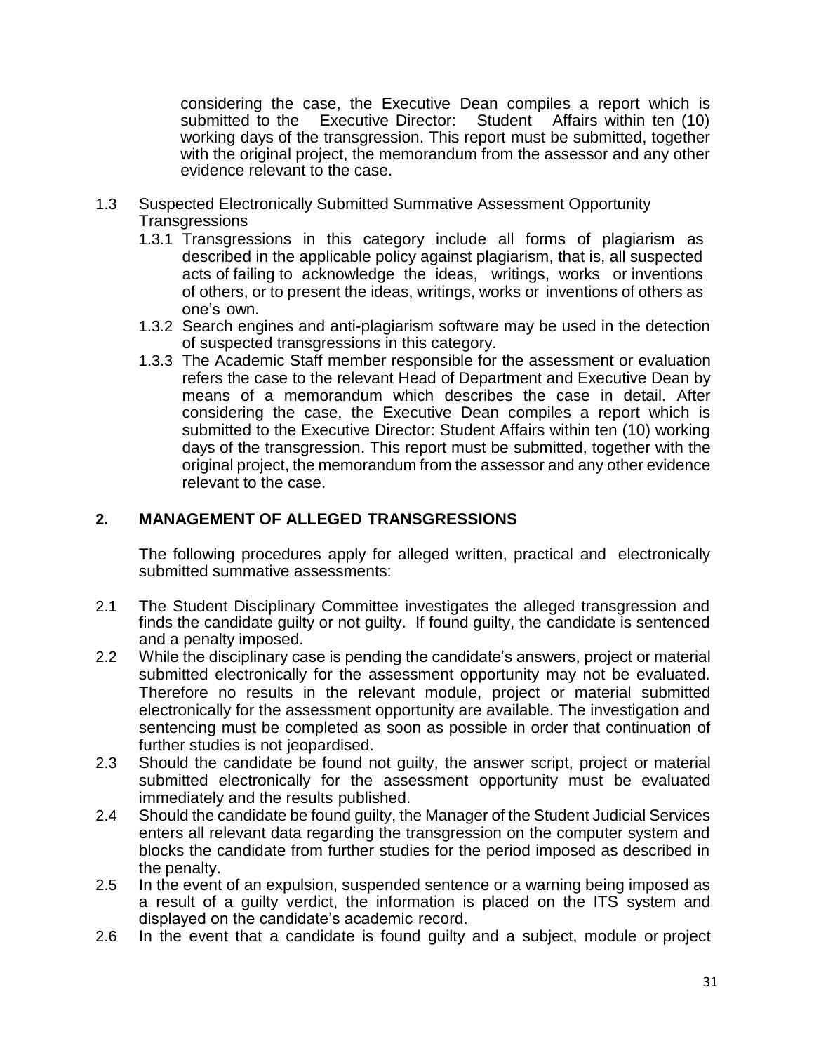considering the case, the Executive Dean compiles a report which is submitted to the Executive Director: Student Affairs within ten (10) working days of the transgression. This report must be submitted, together with the original project, the memorandum from the assessor and any other evidence relevant to the case.

1.3 Suspected Electronically Submitted Summative Assessment Opportunity Transgressions

1.3.1 Transgressions in this category include all forms of plagiarism as described in the applicable policy against plagiarism, that is, all suspected acts of failing to acknowledge the ideas, writings, works or inventions of others, or to present the ideas, writings, works or inventions of others as one's own.

1.3.2 Search engines and anti-plagiarism software may be used in the detection of suspected transgressions in this category.

1.3.3 The Academic Staff member responsible for the assessment or evaluation refers the case to the relevant Head of Department and Executive Dean by means of a memorandum which describes the case in detail. After considering the case, the Executive Dean compiles a report which is submitted to the Executive Director: Student Affairs within ten (10) working days of the transgression. This report must be submitted, together with the original project, the memorandum from the assessor and any other evidence relevant to the case.

## 2. MANAGEMENT OF ALLEGED TRANSGRESSIONS

The following procedures apply for alleged written, practical and electronically submitted summative assessments:

2.1 The Student Disciplinary Committee investigates the alleged transgression and finds the candidate guilty or not guilty. If found guilty, the candidate is sentenced and a penalty imposed.

2.2 While the disciplinary case is pending the candidate's answers, project or material submitted electronically for the assessment opportunity may not be evaluated. Therefore no results in the relevant module, project or material submitted electronically for the assessment opportunity are available. The investigation and sentencing must be completed as soon as possible in order that continuation of further studies is not jeopardised.

2.3 Should the candidate be found not guilty, the answer script, project or material submitted electronically for the assessment opportunity must be evaluated immediately and the results published.

2.4 Should the candidate be found guilty, the Manager of the Student Judicial Services enters all relevant data regarding the transgression on the computer system and blocks the candidate from further studies for the period imposed as described in the penalty.

2.5 In the event of an expulsion, suspended sentence or a warning being imposed as a result of a guilty verdict, the information is placed on the ITS system and displayed on the candidate's academic record.

2.6 In the event that a candidate is found guilty and a subject, module or project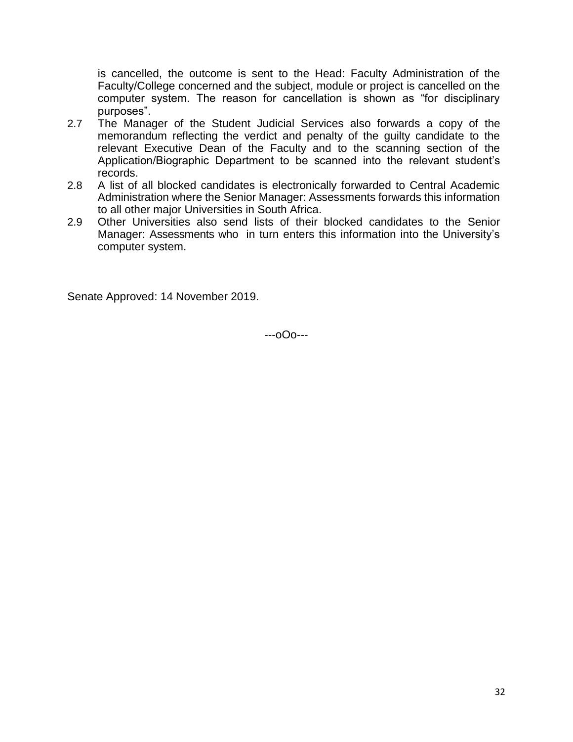is cancelled, the outcome is sent to the Head: Faculty Administration of the Faculty/College concerned and the subject, module or project is cancelled on the computer system. The reason for cancellation is shown as "for disciplinary purposes".

2.7 The Manager of the Student Judicial Services also forwards a copy of the memorandum reflecting the verdict and penalty of the guilty candidate to the relevant Executive Dean of the Faculty and to the scanning section of the Application/Biographic Department to be scanned into the relevant student's records.

2.8 A list of all blocked candidates is electronically forwarded to Central Academic Administration where the Senior Manager: Assessments forwards this information to all other major Universities in South Africa.

2.9 Other Universities also send lists of their blocked candidates to the Senior Manager: Assessments who in turn enters this information into the University's computer system.

Senate Approved: 14 November 2019.

---oOo---